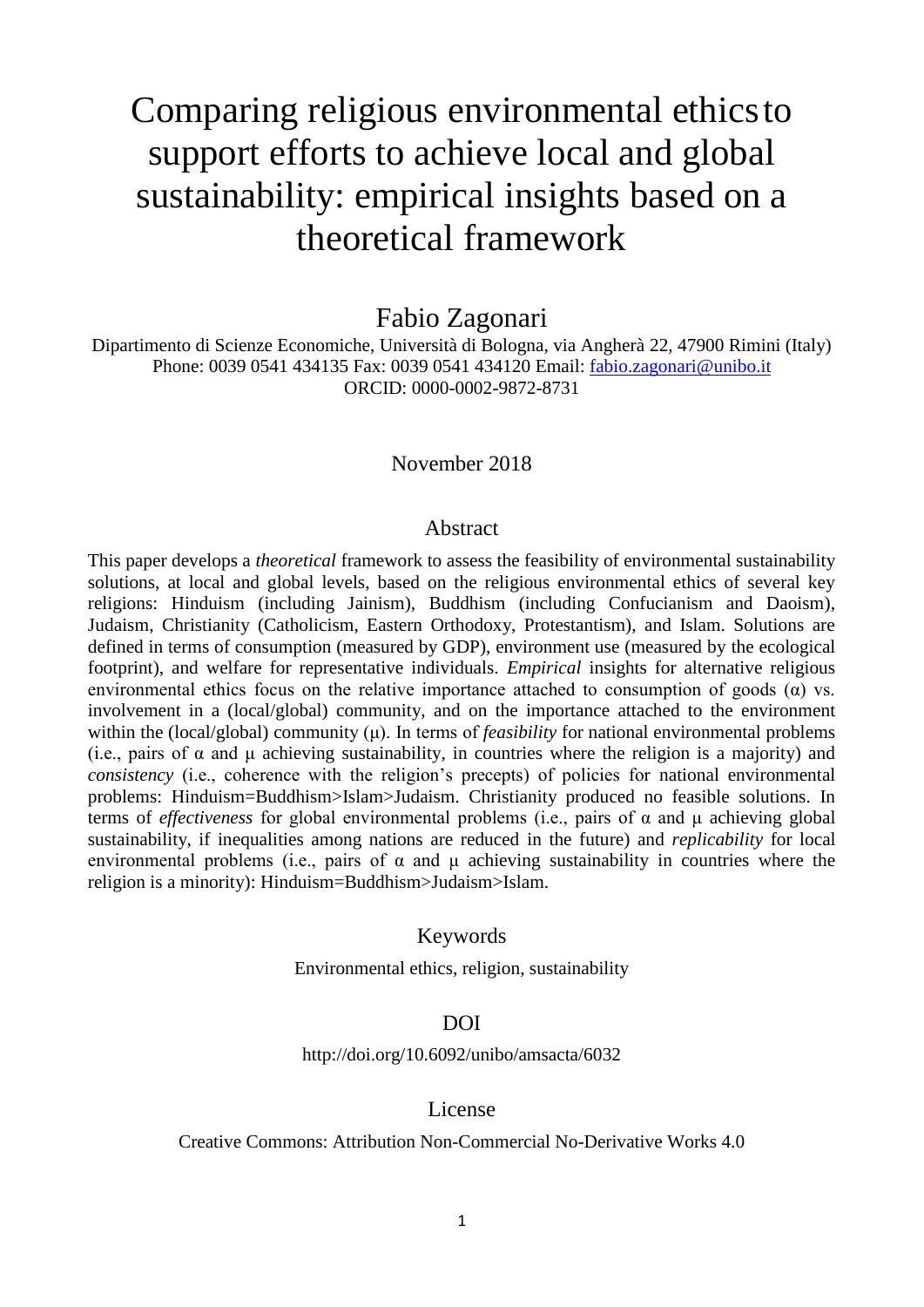# Comparing religious environmental ethics to support efforts to achieve local and global sustainability: empirical insights based on a theoretical framework

Fabio Zagonari

Dipartimento di Scienze Economiche, Università di Bologna, via Angherà 22, 47900 Rimini (Italy)
Phone: 0039 0541 434135 Fax: 0039 0541 434120 Email: fabio.zagonari@unibo.it
ORCID: 0000-0002-9872-8731

November 2018

## Abstract

This paper develops a *theoretical* framework to assess the feasibility of environmental sustainability solutions, at local and global levels, based on the religious environmental ethics of several key religions: Hinduism (including Jainism), Buddhism (including Confucianism and Daoism), Judaism, Christianity (Catholicism, Eastern Orthodoxy, Protestantism), and Islam. Solutions are defined in terms of consumption (measured by GDP), environment use (measured by the ecological footprint), and welfare for representative individuals. *Empirical* insights for alternative religious environmental ethics focus on the relative importance attached to consumption of goods ($\alpha$) vs. involvement in a (local/global) community, and on the importance attached to the environment within the (local/global) community ($\mu$). In terms of *feasibility* for national environmental problems (i.e., pairs of $\alpha$ and $\mu$ achieving sustainability, in countries where the religion is a majority) and *consistency* (i.e., coherence with the religion's precepts) of policies for national environmental problems: Hinduism=Buddhism>Islam>Judaism. Christianity produced no feasible solutions. In terms of *effectiveness* for global environmental problems (i.e., pairs of $\alpha$ and $\mu$ achieving global sustainability, if inequalities among nations are reduced in the future) and *replicability* for local environmental problems (i.e., pairs of $\alpha$ and $\mu$ achieving sustainability in countries where the religion is a minority): Hinduism=Buddhism>Judaism>Islam.

## Keywords

Environmental ethics, religion, sustainability

## DOI

http://doi.org/10.6092/unibo/amsacta/6032

## License

Creative Commons: Attribution Non-Commercial No-Derivative Works 4.0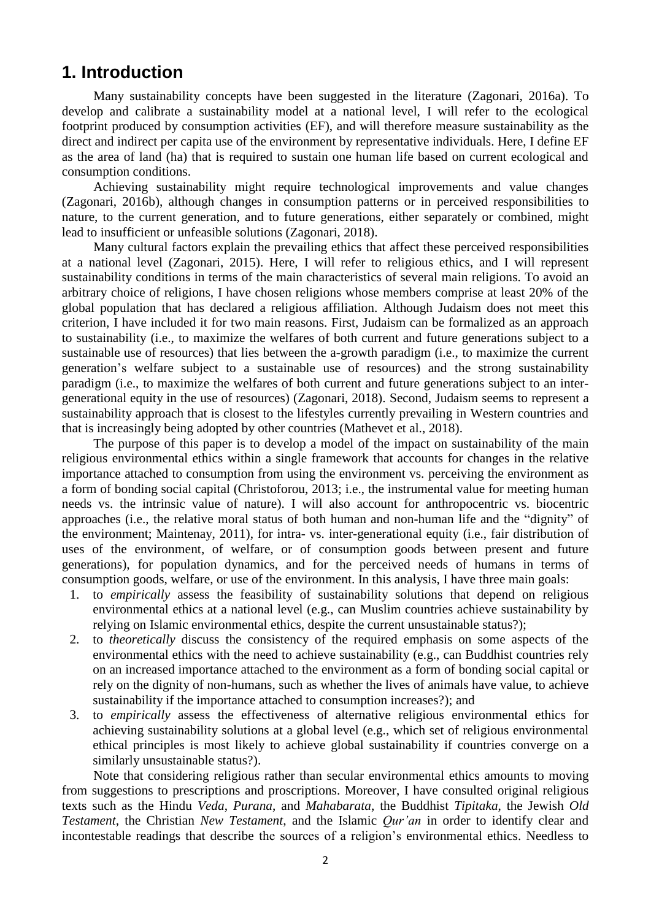## 1. Introduction

Many sustainability concepts have been suggested in the literature (Zagonari, 2016a). To develop and calibrate a sustainability model at a national level, I will refer to the ecological footprint produced by consumption activities (EF), and will therefore measure sustainability as the direct and indirect per capita use of the environment by representative individuals. Here, I define EF as the area of land (ha) that is required to sustain one human life based on current ecological and consumption conditions.

Achieving sustainability might require technological improvements and value changes (Zagonari, 2016b), although changes in consumption patterns or in perceived responsibilities to nature, to the current generation, and to future generations, either separately or combined, might lead to insufficient or unfeasible solutions (Zagonari, 2018).

Many cultural factors explain the prevailing ethics that affect these perceived responsibilities at a national level (Zagonari, 2015). Here, I will refer to religious ethics, and I will represent sustainability conditions in terms of the main characteristics of several main religions. To avoid an arbitrary choice of religions, I have chosen religions whose members comprise at least 20% of the global population that has declared a religious affiliation. Although Judaism does not meet this criterion, I have included it for two main reasons. First, Judaism can be formalized as an approach to sustainability (i.e., to maximize the welfares of both current and future generations subject to a sustainable use of resources) that lies between the a-growth paradigm (i.e., to maximize the current generation's welfare subject to a sustainable use of resources) and the strong sustainability paradigm (i.e., to maximize the welfares of both current and future generations subject to an inter-generational equity in the use of resources) (Zagonari, 2018). Second, Judaism seems to represent a sustainability approach that is closest to the lifestyles currently prevailing in Western countries and that is increasingly being adopted by other countries (Mathevet et al., 2018).

The purpose of this paper is to develop a model of the impact on sustainability of the main religious environmental ethics within a single framework that accounts for changes in the relative importance attached to consumption from using the environment vs. perceiving the environment as a form of bonding social capital (Christoforou, 2013; i.e., the instrumental value for meeting human needs vs. the intrinsic value of nature). I will also account for anthropocentric vs. biocentric approaches (i.e., the relative moral status of both human and non-human life and the "dignity" of the environment; Maintenay, 2011), for intra- vs. inter-generational equity (i.e., fair distribution of uses of the environment, of welfare, or of consumption goods between present and future generations), for population dynamics, and for the perceived needs of humans in terms of consumption goods, welfare, or use of the environment. In this analysis, I have three main goals:

1. to *empirically* assess the feasibility of sustainability solutions that depend on religious environmental ethics at a national level (e.g., can Muslim countries achieve sustainability by relying on Islamic environmental ethics, despite the current unsustainable status?);
2. to *theoretically* discuss the consistency of the required emphasis on some aspects of the environmental ethics with the need to achieve sustainability (e.g., can Buddhist countries rely on an increased importance attached to the environment as a form of bonding social capital or rely on the dignity of non-humans, such as whether the lives of animals have value, to achieve sustainability if the importance attached to consumption increases?); and
3. to *empirically* assess the effectiveness of alternative religious environmental ethics for achieving sustainability solutions at a global level (e.g., which set of religious environmental ethical principles is most likely to achieve global sustainability if countries converge on a similarly unsustainable status?).

Note that considering religious rather than secular environmental ethics amounts to moving from suggestions to prescriptions and proscriptions. Moreover, I have consulted original religious texts such as the Hindu *Veda*, *Purana*, and *Mahabarata*, the Buddhist *Tipitaka*, the Jewish *Old Testament*, the Christian *New Testament*, and the Islamic *Qur'an* in order to identify clear and incontestable readings that describe the sources of a religion's environmental ethics. Needless to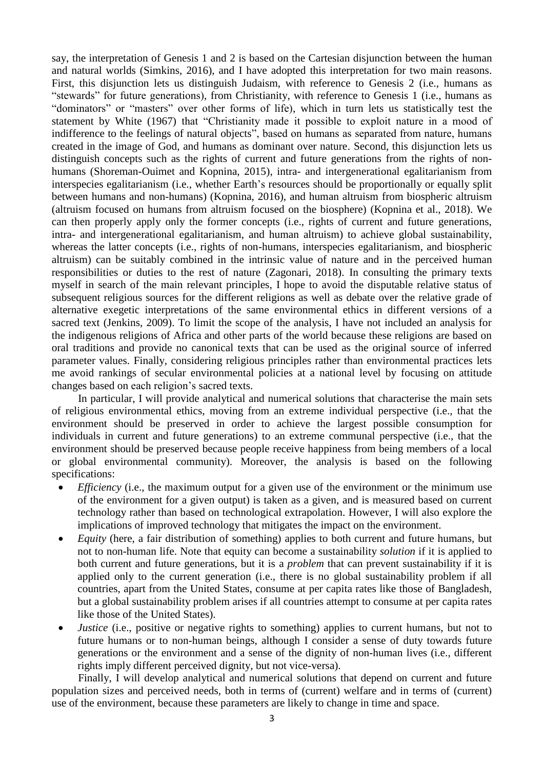say, the interpretation of Genesis 1 and 2 is based on the Cartesian disjunction between the human and natural worlds (Simkins, 2016), and I have adopted this interpretation for two main reasons. First, this disjunction lets us distinguish Judaism, with reference to Genesis 2 (i.e., humans as "stewards" for future generations), from Christianity, with reference to Genesis 1 (i.e., humans as "dominators" or "masters" over other forms of life), which in turn lets us statistically test the statement by White (1967) that "Christianity made it possible to exploit nature in a mood of indifference to the feelings of natural objects", based on humans as separated from nature, humans created in the image of God, and humans as dominant over nature. Second, this disjunction lets us distinguish concepts such as the rights of current and future generations from the rights of non-humans (Shoreman-Ouimet and Kopnina, 2015), intra- and intergenerational egalitarianism from interspecies egalitarianism (i.e., whether Earth's resources should be proportionally or equally split between humans and non-humans) (Kopnina, 2016), and human altruism from biospheric altruism (altruism focused on humans from altruism focused on the biosphere) (Kopnina et al., 2018). We can then properly apply only the former concepts (i.e., rights of current and future generations, intra- and intergenerational egalitarianism, and human altruism) to achieve global sustainability, whereas the latter concepts (i.e., rights of non-humans, interspecies egalitarianism, and biospheric altruism) can be suitably combined in the intrinsic value of nature and in the perceived human responsibilities or duties to the rest of nature (Zagonari, 2018). In consulting the primary texts myself in search of the main relevant principles, I hope to avoid the disputable relative status of subsequent religious sources for the different religions as well as debate over the relative grade of alternative exegetic interpretations of the same environmental ethics in different versions of a sacred text (Jenkins, 2009). To limit the scope of the analysis, I have not included an analysis for the indigenous religions of Africa and other parts of the world because these religions are based on oral traditions and provide no canonical texts that can be used as the original source of inferred parameter values. Finally, considering religious principles rather than environmental practices lets me avoid rankings of secular environmental policies at a national level by focusing on attitude changes based on each religion's sacred texts.

In particular, I will provide analytical and numerical solutions that characterise the main sets of religious environmental ethics, moving from an extreme individual perspective (i.e., that the environment should be preserved in order to achieve the largest possible consumption for individuals in current and future generations) to an extreme communal perspective (i.e., that the environment should be preserved because people receive happiness from being members of a local or global environmental community). Moreover, the analysis is based on the following specifications:

- *Efficiency* (i.e., the maximum output for a given use of the environment or the minimum use of the environment for a given output) is taken as a given, and is measured based on current technology rather than based on technological extrapolation. However, I will also explore the implications of improved technology that mitigates the impact on the environment.
- *Equity* (here, a fair distribution of something) applies to both current and future humans, but not to non-human life. Note that equity can become a sustainability *solution* if it is applied to both current and future generations, but it is a *problem* that can prevent sustainability if it is applied only to the current generation (i.e., there is no global sustainability problem if all countries, apart from the United States, consume at per capita rates like those of Bangladesh, but a global sustainability problem arises if all countries attempt to consume at per capita rates like those of the United States).
- *Justice* (i.e., positive or negative rights to something) applies to current humans, but not to future humans or to non-human beings, although I consider a sense of duty towards future generations or the environment and a sense of the dignity of non-human lives (i.e., different rights imply different perceived dignity, but not vice-versa).

Finally, I will develop analytical and numerical solutions that depend on current and future population sizes and perceived needs, both in terms of (current) welfare and in terms of (current) use of the environment, because these parameters are likely to change in time and space.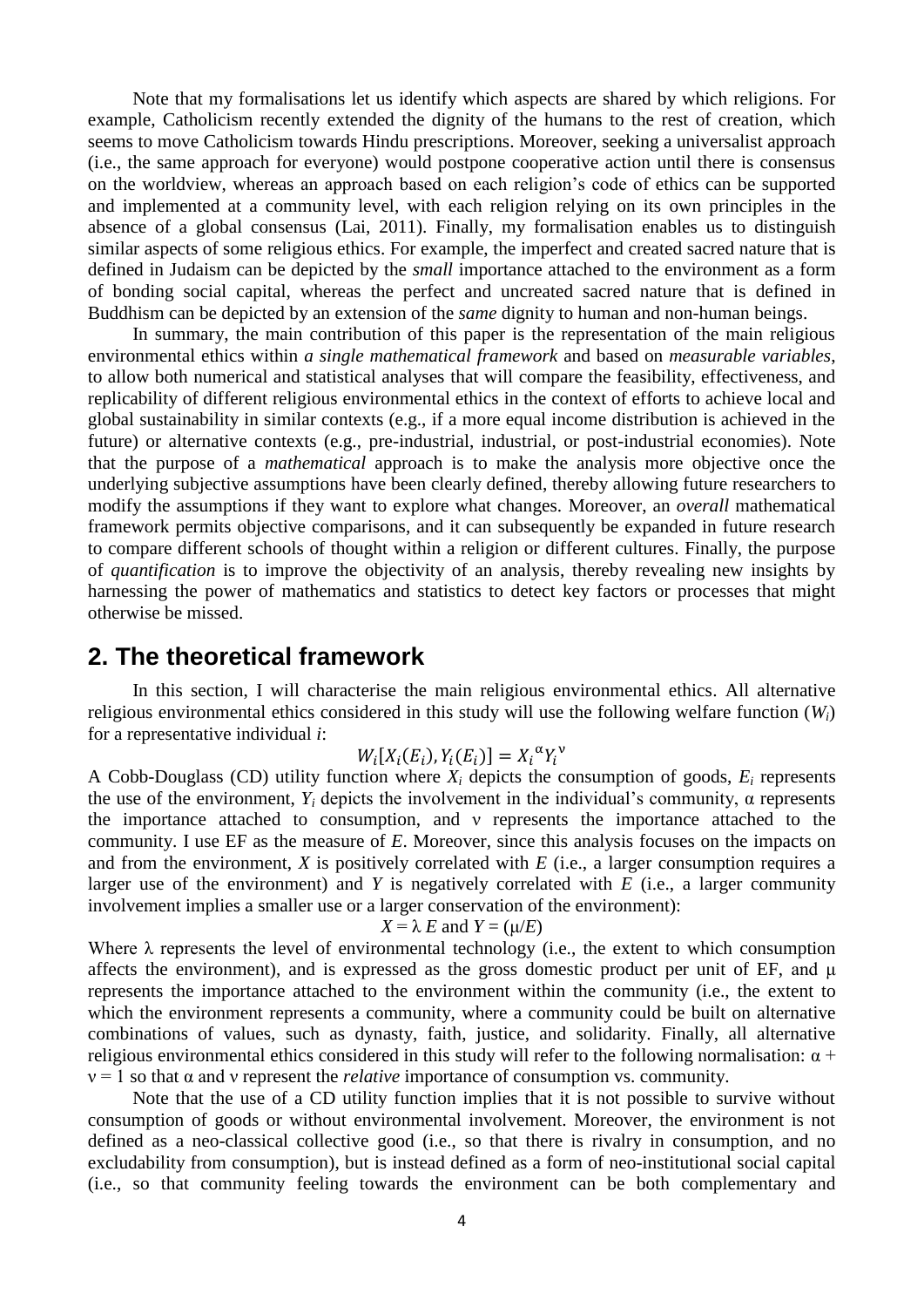Note that my formalisations let us identify which aspects are shared by which religions. For example, Catholicism recently extended the dignity of the humans to the rest of creation, which seems to move Catholicism towards Hindu prescriptions. Moreover, seeking a universalist approach (i.e., the same approach for everyone) would postpone cooperative action until there is consensus on the worldview, whereas an approach based on each religion's code of ethics can be supported and implemented at a community level, with each religion relying on its own principles in the absence of a global consensus (Lai, 2011). Finally, my formalisation enables us to distinguish similar aspects of some religious ethics. For example, the imperfect and created sacred nature that is defined in Judaism can be depicted by the *small* importance attached to the environment as a form of bonding social capital, whereas the perfect and uncreated sacred nature that is defined in Buddhism can be depicted by an extension of the *same* dignity to human and non-human beings.

In summary, the main contribution of this paper is the representation of the main religious environmental ethics within *a single mathematical framework* and based on *measurable variables*, to allow both numerical and statistical analyses that will compare the feasibility, effectiveness, and replicability of different religious environmental ethics in the context of efforts to achieve local and global sustainability in similar contexts (e.g., if a more equal income distribution is achieved in the future) or alternative contexts (e.g., pre-industrial, industrial, or post-industrial economies). Note that the purpose of a *mathematical* approach is to make the analysis more objective once the underlying subjective assumptions have been clearly defined, thereby allowing future researchers to modify the assumptions if they want to explore what changes. Moreover, an *overall* mathematical framework permits objective comparisons, and it can subsequently be expanded in future research to compare different schools of thought within a religion or different cultures. Finally, the purpose of *quantification* is to improve the objectivity of an analysis, thereby revealing new insights by harnessing the power of mathematics and statistics to detect key factors or processes that might otherwise be missed.

## 2. The theoretical framework

In this section, I will characterise the main religious environmental ethics. All alternative religious environmental ethics considered in this study will use the following welfare function ($W_i$) for a representative individual $i$:

$$W_i[X_i(E_i), Y_i(E_i)] = X_i^{\alpha} Y_i^{\nu}$$

A Cobb-Douglass (CD) utility function where $X_i$ depicts the consumption of goods, $E_i$ represents the use of the environment, $Y_i$ depicts the involvement in the individual's community, α represents the importance attached to consumption, and ν represents the importance attached to the community. I use EF as the measure of $E$. Moreover, since this analysis focuses on the impacts on and from the environment, $X$ is positively correlated with $E$ (i.e., a larger consumption requires a larger use of the environment) and $Y$ is negatively correlated with $E$ (i.e., a larger community involvement implies a smaller use or a larger conservation of the environment):

$$X = \lambda E \text{ and } Y = (\mu/E)$$

Where λ represents the level of environmental technology (i.e., the extent to which consumption affects the environment), and is expressed as the gross domestic product per unit of EF, and μ represents the importance attached to the environment within the community (i.e., the extent to which the environment represents a community, where a community could be built on alternative combinations of values, such as dynasty, faith, justice, and solidarity. Finally, all alternative religious environmental ethics considered in this study will refer to the following normalisation: $\alpha + \nu = 1$ so that α and ν represent the *relative* importance of consumption vs. community.

Note that the use of a CD utility function implies that it is not possible to survive without consumption of goods or without environmental involvement. Moreover, the environment is not defined as a neo-classical collective good (i.e., so that there is rivalry in consumption, and no excludability from consumption), but is instead defined as a form of neo-institutional social capital (i.e., so that community feeling towards the environment can be both complementary and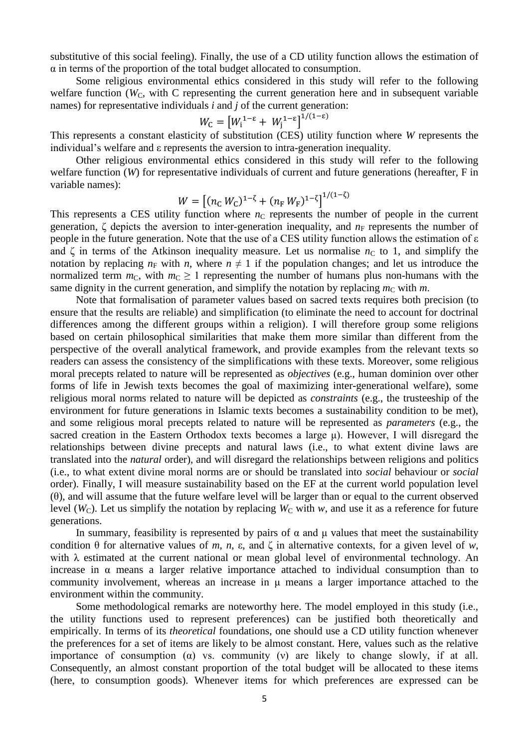substitutive of this social feeling). Finally, the use of a CD utility function allows the estimation of $\alpha$ in terms of the proportion of the total budget allocated to consumption.

Some religious environmental ethics considered in this study will refer to the following welfare function ($W_C$, with C representing the current generation here and in subsequent variable names) for representative individuals *i* and *j* of the current generation:

$$W_C = \left[W_i^{1-\varepsilon} + W_j^{1-\varepsilon}\right]^{1/(1-\varepsilon)}$$

This represents a constant elasticity of substitution (CES) utility function where *W* represents the individual's welfare and $\varepsilon$ represents the aversion to intra-generation inequality.

Other religious environmental ethics considered in this study will refer to the following welfare function (*W*) for representative individuals of current and future generations (hereafter, F in variable names):

$$W = \left[(n_C\, W_C)^{1-\zeta} + (n_F\, W_F)^{1-\zeta}\right]^{1/(1-\zeta)}$$

This represents a CES utility function where $n_C$ represents the number of people in the current generation, $\zeta$ depicts the aversion to inter-generation inequality, and $n_F$ represents the number of people in the future generation. Note that the use of a CES utility function allows the estimation of $\varepsilon$ and $\zeta$ in terms of the Atkinson inequality measure. Let us normalise $n_C$ to 1, and simplify the notation by replacing $n_F$ with *n*, where $n \neq 1$ if the population changes; and let us introduce the normalized term $m_C$, with $m_C \geq 1$ representing the number of humans plus non-humans with the same dignity in the current generation, and simplify the notation by replacing $m_C$ with *m*.

Note that formalisation of parameter values based on sacred texts requires both precision (to ensure that the results are reliable) and simplification (to eliminate the need to account for doctrinal differences among the different groups within a religion). I will therefore group some religions based on certain philosophical similarities that make them more similar than different from the perspective of the overall analytical framework, and provide examples from the relevant texts so readers can assess the consistency of the simplifications with these texts. Moreover, some religious moral precepts related to nature will be represented as *objectives* (e.g., human dominion over other forms of life in Jewish texts becomes the goal of maximizing inter-generational welfare), some religious moral norms related to nature will be depicted as *constraints* (e.g., the trusteeship of the environment for future generations in Islamic texts becomes a sustainability condition to be met), and some religious moral precepts related to nature will be represented as *parameters* (e.g., the sacred creation in the Eastern Orthodox texts becomes a large $\mu$). However, I will disregard the relationships between divine precepts and natural laws (i.e., to what extent divine laws are translated into the *natural* order), and will disregard the relationships between religions and politics (i.e., to what extent divine moral norms are or should be translated into *social* behaviour or *social* order). Finally, I will measure sustainability based on the EF at the current world population level ($\theta$), and will assume that the future welfare level will be larger than or equal to the current observed level ($W_C$). Let us simplify the notation by replacing $W_C$ with *w*, and use it as a reference for future generations.

In summary, feasibility is represented by pairs of $\alpha$ and $\mu$ values that meet the sustainability condition $\theta$ for alternative values of *m*, *n*, $\varepsilon$, and $\zeta$ in alternative contexts, for a given level of *w*, with $\lambda$ estimated at the current national or mean global level of environmental technology. An increase in $\alpha$ means a larger relative importance attached to individual consumption than to community involvement, whereas an increase in $\mu$ means a larger importance attached to the environment within the community.

Some methodological remarks are noteworthy here. The model employed in this study (i.e., the utility functions used to represent preferences) can be justified both theoretically and empirically. In terms of its *theoretical* foundations, one should use a CD utility function whenever the preferences for a set of items are likely to be almost constant. Here, values such as the relative importance of consumption ($\alpha$) vs. community ($\nu$) are likely to change slowly, if at all. Consequently, an almost constant proportion of the total budget will be allocated to these items (here, to consumption goods). Whenever items for which preferences are expressed can be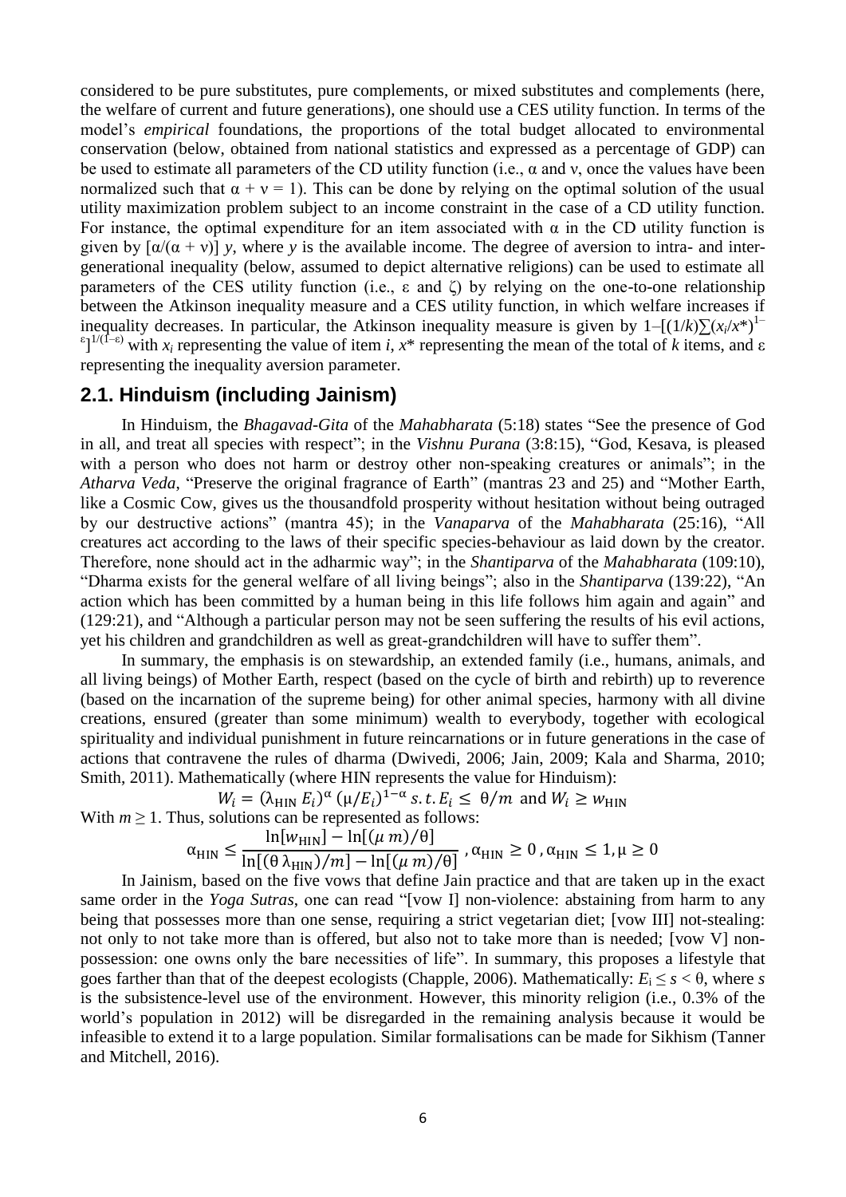considered to be pure substitutes, pure complements, or mixed substitutes and complements (here, the welfare of current and future generations), one should use a CES utility function. In terms of the model's *empirical* foundations, the proportions of the total budget allocated to environmental conservation (below, obtained from national statistics and expressed as a percentage of GDP) can be used to estimate all parameters of the CD utility function (i.e., $\alpha$ and $\nu$, once the values have been normalized such that $\alpha + \nu = 1$). This can be done by relying on the optimal solution of the usual utility maximization problem subject to an income constraint in the case of a CD utility function. For instance, the optimal expenditure for an item associated with $\alpha$ in the CD utility function is given by $[\alpha/(\alpha + \nu)]\ y$, where $y$ is the available income. The degree of aversion to intra- and inter-generational inequality (below, assumed to depict alternative religions) can be used to estimate all parameters of the CES utility function (i.e., $\varepsilon$ and $\zeta$) by relying on the one-to-one relationship between the Atkinson inequality measure and a CES utility function, in which welfare increases if inequality decreases. In particular, the Atkinson inequality measure is given by $1-[(1/k)\sum(x_i/x^*)^{1-\varepsilon}]^{1/(1-\varepsilon)}$ with $x_i$ representing the value of item $i$, $x^*$ representing the mean of the total of $k$ items, and $\varepsilon$ representing the inequality aversion parameter.

## 2.1. Hinduism (including Jainism)

In Hinduism, the *Bhagavad-Gita* of the *Mahabharata* (5:18) states "See the presence of God in all, and treat all species with respect"; in the *Vishnu Purana* (3:8:15), "God, Kesava, is pleased with a person who does not harm or destroy other non-speaking creatures or animals"; in the *Atharva Veda*, "Preserve the original fragrance of Earth" (mantras 23 and 25) and "Mother Earth, like a Cosmic Cow, gives us the thousandfold prosperity without hesitation without being outraged by our destructive actions" (mantra 45); in the *Vanaparva* of the *Mahabharata* (25:16), "All creatures act according to the laws of their specific species-behaviour as laid down by the creator. Therefore, none should act in the adharmic way"; in the *Shantiparva* of the *Mahabharata* (109:10), "Dharma exists for the general welfare of all living beings"; also in the *Shantiparva* (139:22), "An action which has been committed by a human being in this life follows him again and again" and (129:21), and "Although a particular person may not be seen suffering the results of his evil actions, yet his children and grandchildren as well as great-grandchildren will have to suffer them".

In summary, the emphasis is on stewardship, an extended family (i.e., humans, animals, and all living beings) of Mother Earth, respect (based on the cycle of birth and rebirth) up to reverence (based on the incarnation of the supreme being) for other animal species, harmony with all divine creations, ensured (greater than some minimum) wealth to everybody, together with ecological spirituality and individual punishment in future reincarnations or in future generations in the case of actions that contravene the rules of dharma (Dwivedi, 2006; Jain, 2009; Kala and Sharma, 2010; Smith, 2011). Mathematically (where HIN represents the value for Hinduism):

$$W_i = (\lambda_{\text{HIN}}\, E_i)^{\alpha}\, (\mu/E_i)^{1-\alpha}\ s.t.\ E_i \leq \theta/m \text{ and } W_i \geq w_{\text{HIN}}$$

With $m \geq 1$. Thus, solutions can be represented as follows:

$$\alpha_{\text{HIN}} \leq \frac{\ln[w_{\text{HIN}}] - \ln[(\mu\, m)/\theta]}{\ln[(\theta\, \lambda_{\text{HIN}})/m] - \ln[(\mu\, m)/\theta]}\ , \alpha_{\text{HIN}} \geq 0\ , \alpha_{\text{HIN}} \leq 1, \mu \geq 0$$

In Jainism, based on the five vows that define Jain practice and that are taken up in the exact same order in the *Yoga Sutras*, one can read "[vow I] non-violence: abstaining from harm to any being that possesses more than one sense, requiring a strict vegetarian diet; [vow III] not-stealing: not only to not take more than is offered, but also not to take more than is needed; [vow V] non-possession: one owns only the bare necessities of life". In summary, this proposes a lifestyle that goes farther than that of the deepest ecologists (Chapple, 2006). Mathematically: $E_i \leq s < \theta$, where $s$ is the subsistence-level use of the environment. However, this minority religion (i.e., 0.3% of the world's population in 2012) will be disregarded in the remaining analysis because it would be infeasible to extend it to a large population. Similar formalisations can be made for Sikhism (Tanner and Mitchell, 2016).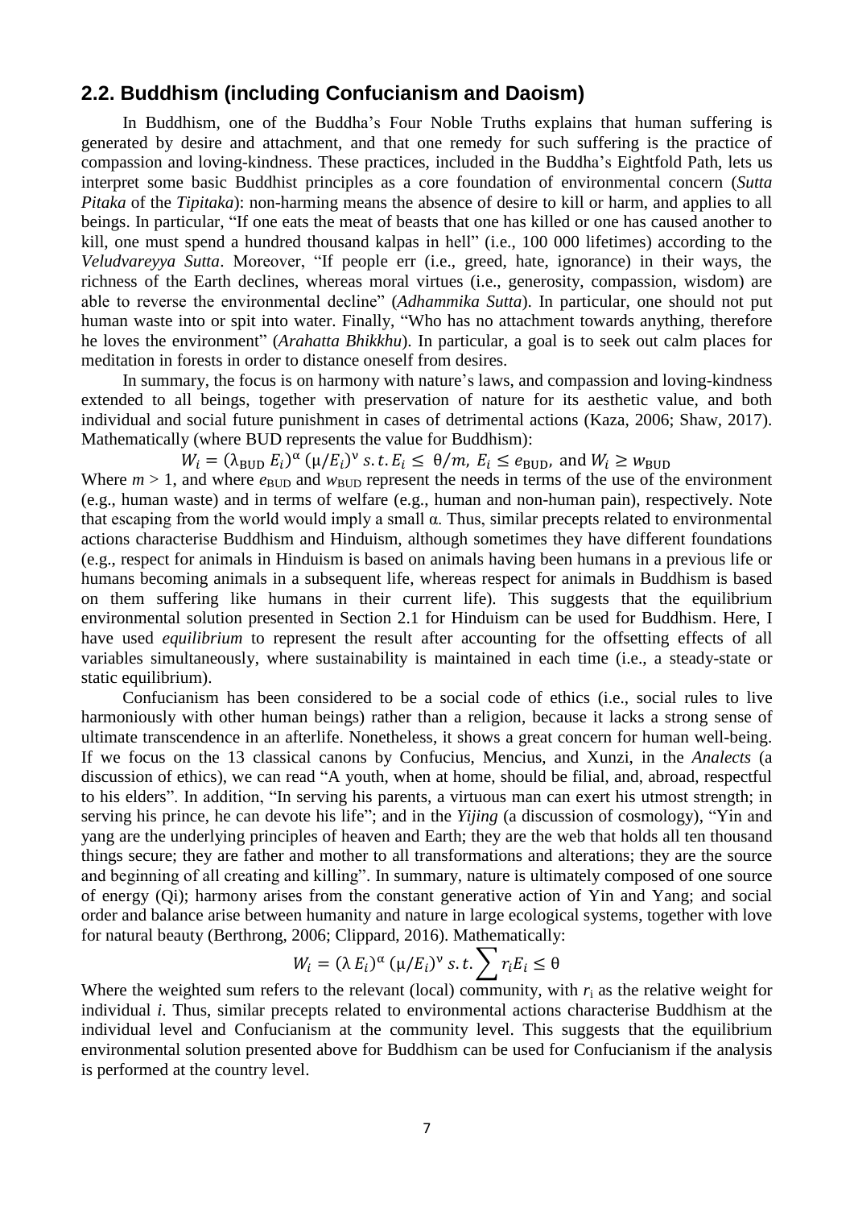## 2.2. Buddhism (including Confucianism and Daoism)

In Buddhism, one of the Buddha's Four Noble Truths explains that human suffering is generated by desire and attachment, and that one remedy for such suffering is the practice of compassion and loving-kindness. These practices, included in the Buddha's Eightfold Path, lets us interpret some basic Buddhist principles as a core foundation of environmental concern (*Sutta Pitaka* of the *Tipitaka*): non-harming means the absence of desire to kill or harm, and applies to all beings. In particular, "If one eats the meat of beasts that one has killed or one has caused another to kill, one must spend a hundred thousand kalpas in hell" (i.e., 100 000 lifetimes) according to the *Veludvareyya Sutta*. Moreover, "If people err (i.e., greed, hate, ignorance) in their ways, the richness of the Earth declines, whereas moral virtues (i.e., generosity, compassion, wisdom) are able to reverse the environmental decline" (*Adhammika Sutta*). In particular, one should not put human waste into or spit into water. Finally, "Who has no attachment towards anything, therefore he loves the environment" (*Arahatta Bhikkhu*). In particular, a goal is to seek out calm places for meditation in forests in order to distance oneself from desires.

In summary, the focus is on harmony with nature's laws, and compassion and loving-kindness extended to all beings, together with preservation of nature for its aesthetic value, and both individual and social future punishment in cases of detrimental actions (Kaza, 2006; Shaw, 2017). Mathematically (where BUD represents the value for Buddhism):

$$W_i = (\lambda_{\text{BUD}}\, E_i)^{\alpha}\, (\mu/E_i)^{\nu}\ s.t.\, E_i \leq\ \theta/m,\ E_i \leq e_{\text{BUD}},\ \text{and}\ W_i \geq w_{\text{BUD}}$$

Where $m > 1$, and where $e_{\text{BUD}}$ and $w_{\text{BUD}}$ represent the needs in terms of the use of the environment (e.g., human waste) and in terms of welfare (e.g., human and non-human pain), respectively. Note that escaping from the world would imply a small $\alpha$. Thus, similar precepts related to environmental actions characterise Buddhism and Hinduism, although sometimes they have different foundations (e.g., respect for animals in Hinduism is based on animals having been humans in a previous life or humans becoming animals in a subsequent life, whereas respect for animals in Buddhism is based on them suffering like humans in their current life). This suggests that the equilibrium environmental solution presented in Section 2.1 for Hinduism can be used for Buddhism. Here, I have used *equilibrium* to represent the result after accounting for the offsetting effects of all variables simultaneously, where sustainability is maintained in each time (i.e., a steady-state or static equilibrium).

Confucianism has been considered to be a social code of ethics (i.e., social rules to live harmoniously with other human beings) rather than a religion, because it lacks a strong sense of ultimate transcendence in an afterlife. Nonetheless, it shows a great concern for human well-being. If we focus on the 13 classical canons by Confucius, Mencius, and Xunzi, in the *Analects* (a discussion of ethics), we can read "A youth, when at home, should be filial, and, abroad, respectful to his elders". In addition, "In serving his parents, a virtuous man can exert his utmost strength; in serving his prince, he can devote his life"; and in the *Yijing* (a discussion of cosmology), "Yin and yang are the underlying principles of heaven and Earth; they are the web that holds all ten thousand things secure; they are father and mother to all transformations and alterations; they are the source and beginning of all creating and killing". In summary, nature is ultimately composed of one source of energy (Qi); harmony arises from the constant generative action of Yin and Yang; and social order and balance arise between humanity and nature in large ecological systems, together with love for natural beauty (Berthrong, 2006; Clippard, 2016). Mathematically:

$$W_i = (\lambda\, E_i)^{\alpha}\, (\mu/E_i)^{\nu}\ s.t. \sum r_i E_i \leq \theta$$

Where the weighted sum refers to the relevant (local) community, with $r_i$ as the relative weight for individual $i$. Thus, similar precepts related to environmental actions characterise Buddhism at the individual level and Confucianism at the community level. This suggests that the equilibrium environmental solution presented above for Buddhism can be used for Confucianism if the analysis is performed at the country level.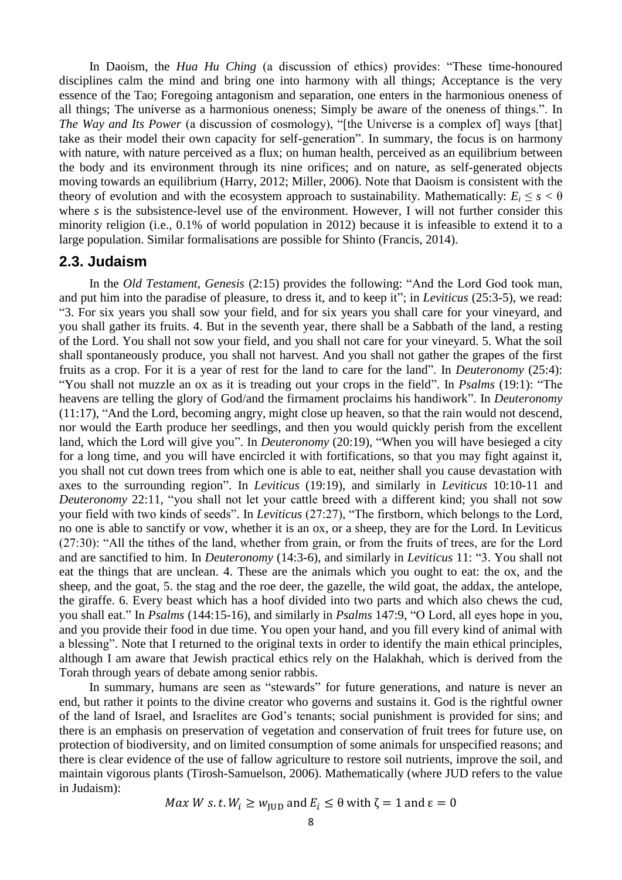In Daoism, the *Hua Hu Ching* (a discussion of ethics) provides: "These time-honoured disciplines calm the mind and bring one into harmony with all things; Acceptance is the very essence of the Tao; Foregoing antagonism and separation, one enters in the harmonious oneness of all things; The universe as a harmonious oneness; Simply be aware of the oneness of things.". In *The Way and Its Power* (a discussion of cosmology), "[the Universe is a complex of] ways [that] take as their model their own capacity for self-generation". In summary, the focus is on harmony with nature, with nature perceived as a flux; on human health, perceived as an equilibrium between the body and its environment through its nine orifices; and on nature, as self-generated objects moving towards an equilibrium (Harry, 2012; Miller, 2006). Note that Daoism is consistent with the theory of evolution and with the ecosystem approach to sustainability. Mathematically: $E_i \leq s < \theta$ where $s$ is the subsistence-level use of the environment. However, I will not further consider this minority religion (i.e., 0.1% of world population in 2012) because it is infeasible to extend it to a large population. Similar formalisations are possible for Shinto (Francis, 2014).

## 2.3. Judaism

In the *Old Testament*, *Genesis* (2:15) provides the following: "And the Lord God took man, and put him into the paradise of pleasure, to dress it, and to keep it"; in *Leviticus* (25:3-5), we read: "3. For six years you shall sow your field, and for six years you shall care for your vineyard, and you shall gather its fruits. 4. But in the seventh year, there shall be a Sabbath of the land, a resting of the Lord. You shall not sow your field, and you shall not care for your vineyard. 5. What the soil shall spontaneously produce, you shall not harvest. And you shall not gather the grapes of the first fruits as a crop. For it is a year of rest for the land to care for the land". In *Deuteronomy* (25:4): "You shall not muzzle an ox as it is treading out your crops in the field". In *Psalms* (19:1): "The heavens are telling the glory of God/and the firmament proclaims his handiwork". In *Deuteronomy* (11:17), "And the Lord, becoming angry, might close up heaven, so that the rain would not descend, nor would the Earth produce her seedlings, and then you would quickly perish from the excellent land, which the Lord will give you". In *Deuteronomy* (20:19), "When you will have besieged a city for a long time, and you will have encircled it with fortifications, so that you may fight against it, you shall not cut down trees from which one is able to eat, neither shall you cause devastation with axes to the surrounding region". In *Leviticus* (19:19), and similarly in *Leviticus* 10:10-11 and *Deuteronomy* 22:11, "you shall not let your cattle breed with a different kind; you shall not sow your field with two kinds of seeds". In *Leviticus* (27:27), "The firstborn, which belongs to the Lord, no one is able to sanctify or vow, whether it is an ox, or a sheep, they are for the Lord. In Leviticus (27:30): "All the tithes of the land, whether from grain, or from the fruits of trees, are for the Lord and are sanctified to him. In *Deuteronomy* (14:3-6), and similarly in *Leviticus* 11: "3. You shall not eat the things that are unclean. 4. These are the animals which you ought to eat: the ox, and the sheep, and the goat, 5. the stag and the roe deer, the gazelle, the wild goat, the addax, the antelope, the giraffe. 6. Every beast which has a hoof divided into two parts and which also chews the cud, you shall eat." In *Psalms* (144:15-16), and similarly in *Psalms* 147:9, "O Lord, all eyes hope in you, and you provide their food in due time. You open your hand, and you fill every kind of animal with a blessing". Note that I returned to the original texts in order to identify the main ethical principles, although I am aware that Jewish practical ethics rely on the Halakhah, which is derived from the Torah through years of debate among senior rabbis.

In summary, humans are seen as "stewards" for future generations, and nature is never an end, but rather it points to the divine creator who governs and sustains it. God is the rightful owner of the land of Israel, and Israelites are God's tenants; social punishment is provided for sins; and there is an emphasis on preservation of vegetation and conservation of fruit trees for future use, on protection of biodiversity, and on limited consumption of some animals for unspecified reasons; and there is clear evidence of the use of fallow agriculture to restore soil nutrients, improve the soil, and maintain vigorous plants (Tirosh-Samuelson, 2006). Mathematically (where JUD refers to the value in Judaism):

$$Max\ W\ s.t. W_i \geq w_{\text{JUD}} \text{ and } E_i \leq \theta \text{ with } \zeta = 1 \text{ and } \varepsilon = 0$$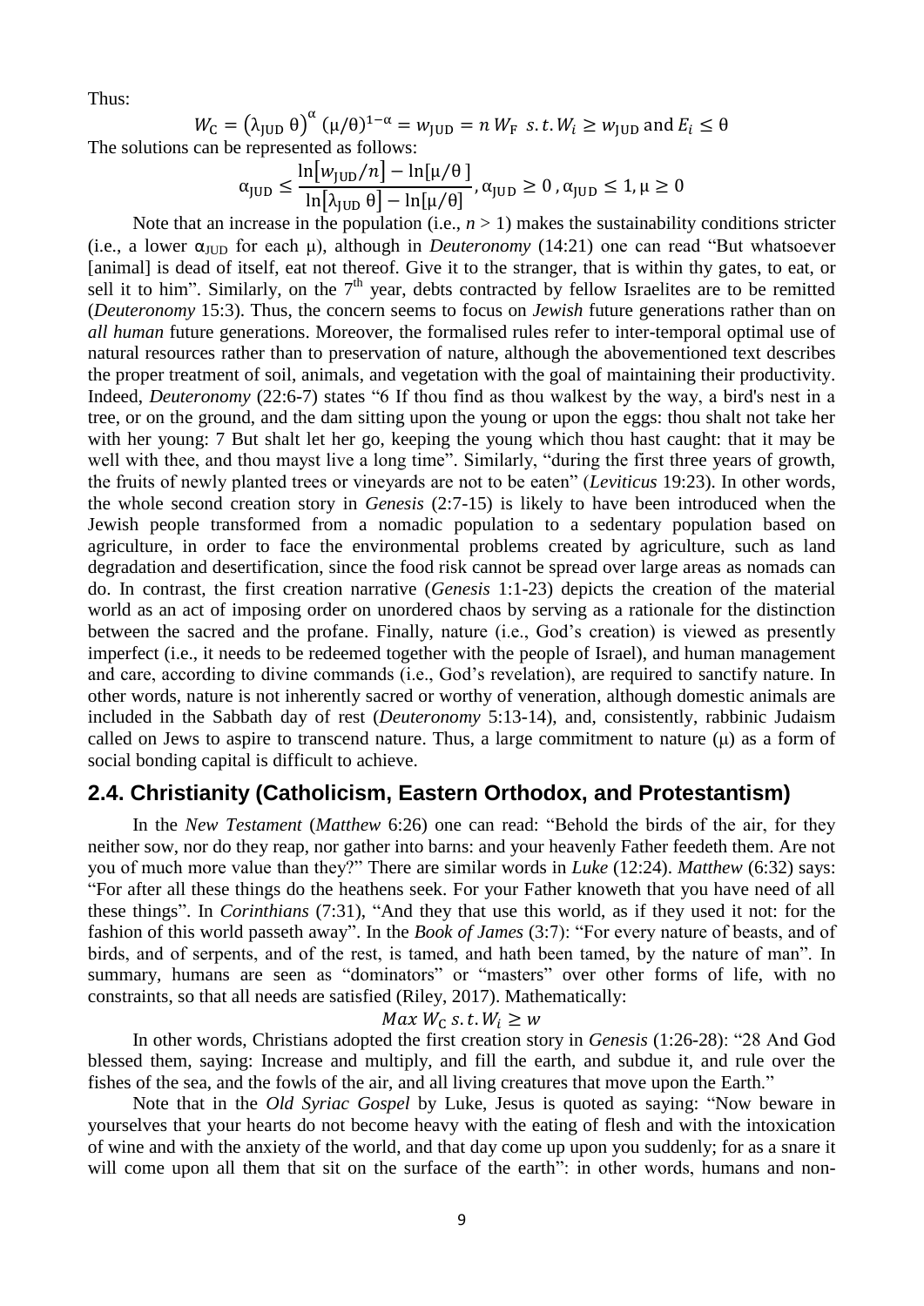Thus:

$$W_C = (\lambda_{JUD}\,\theta)^{\alpha}\,(\mu/\theta)^{1-\alpha} = w_{JUD} = n\,W_F \;\; s.t.\, W_i \geq w_{JUD} \text{ and } E_i \leq \theta$$

The solutions can be represented as follows:

$$\alpha_{JUD} \leq \frac{\ln[w_{JUD}/n] - \ln[\mu/\theta]}{\ln[\lambda_{JUD}\,\theta] - \ln[\mu/\theta]}, \alpha_{JUD} \geq 0\,, \alpha_{JUD} \leq 1, \mu \geq 0$$

Note that an increase in the population (i.e., $n > 1$) makes the sustainability conditions stricter (i.e., a lower $\alpha_{JUD}$ for each $\mu$), although in *Deuteronomy* (14:21) one can read "But whatsoever [animal] is dead of itself, eat not thereof. Give it to the stranger, that is within thy gates, to eat, or sell it to him". Similarly, on the 7th year, debts contracted by fellow Israelites are to be remitted (*Deuteronomy* 15:3). Thus, the concern seems to focus on *Jewish* future generations rather than on *all human* future generations. Moreover, the formalised rules refer to inter-temporal optimal use of natural resources rather than to preservation of nature, although the abovementioned text describes the proper treatment of soil, animals, and vegetation with the goal of maintaining their productivity. Indeed, *Deuteronomy* (22:6-7) states "6 If thou find as thou walkest by the way, a bird's nest in a tree, or on the ground, and the dam sitting upon the young or upon the eggs: thou shalt not take her with her young: 7 But shalt let her go, keeping the young which thou hast caught: that it may be well with thee, and thou mayst live a long time". Similarly, "during the first three years of growth, the fruits of newly planted trees or vineyards are not to be eaten" (*Leviticus* 19:23). In other words, the whole second creation story in *Genesis* (2:7-15) is likely to have been introduced when the Jewish people transformed from a nomadic population to a sedentary population based on agriculture, in order to face the environmental problems created by agriculture, such as land degradation and desertification, since the food risk cannot be spread over large areas as nomads can do. In contrast, the first creation narrative (*Genesis* 1:1-23) depicts the creation of the material world as an act of imposing order on unordered chaos by serving as a rationale for the distinction between the sacred and the profane. Finally, nature (i.e., God's creation) is viewed as presently imperfect (i.e., it needs to be redeemed together with the people of Israel), and human management and care, according to divine commands (i.e., God's revelation), are required to sanctify nature. In other words, nature is not inherently sacred or worthy of veneration, although domestic animals are included in the Sabbath day of rest (*Deuteronomy* 5:13-14), and, consistently, rabbinic Judaism called on Jews to aspire to transcend nature. Thus, a large commitment to nature ($\mu$) as a form of social bonding capital is difficult to achieve.

## 2.4. Christianity (Catholicism, Eastern Orthodox, and Protestantism)

In the *New Testament* (*Matthew* 6:26) one can read: "Behold the birds of the air, for they neither sow, nor do they reap, nor gather into barns: and your heavenly Father feedeth them. Are not you of much more value than they?" There are similar words in *Luke* (12:24). *Matthew* (6:32) says: "For after all these things do the heathens seek. For your Father knoweth that you have need of all these things". In *Corinthians* (7:31), "And they that use this world, as if they used it not: for the fashion of this world passeth away". In the *Book of James* (3:7): "For every nature of beasts, and of birds, and of serpents, and of the rest, is tamed, and hath been tamed, by the nature of man". In summary, humans are seen as "dominators" or "masters" over other forms of life, with no constraints, so that all needs are satisfied (Riley, 2017). Mathematically:

$$Max\; W_C \;\; s.t.\, W_i \geq w$$

In other words, Christians adopted the first creation story in *Genesis* (1:26-28): "28 And God blessed them, saying: Increase and multiply, and fill the earth, and subdue it, and rule over the fishes of the sea, and the fowls of the air, and all living creatures that move upon the Earth."

Note that in the *Old Syriac Gospel* by Luke, Jesus is quoted as saying: "Now beware in yourselves that your hearts do not become heavy with the eating of flesh and with the intoxication of wine and with the anxiety of the world, and that day come up upon you suddenly; for as a snare it will come upon all them that sit on the surface of the earth": in other words, humans and non-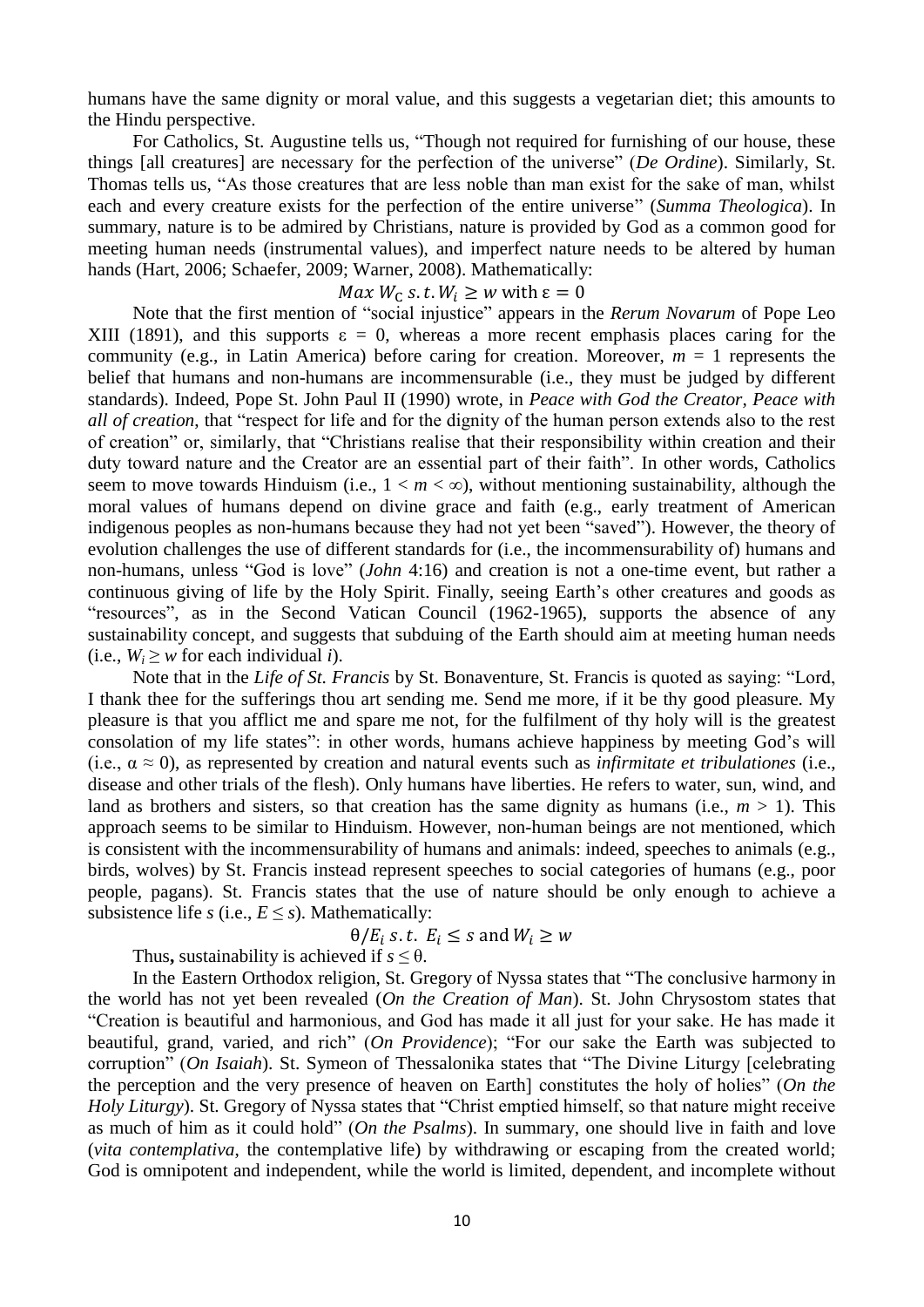humans have the same dignity or moral value, and this suggests a vegetarian diet; this amounts to the Hindu perspective.

For Catholics, St. Augustine tells us, "Though not required for furnishing of our house, these things [all creatures] are necessary for the perfection of the universe" (*De Ordine*). Similarly, St. Thomas tells us, "As those creatures that are less noble than man exist for the sake of man, whilst each and every creature exists for the perfection of the entire universe" (*Summa Theologica*). In summary, nature is to be admired by Christians, nature is provided by God as a common good for meeting human needs (instrumental values), and imperfect nature needs to be altered by human hands (Hart, 2006; Schaefer, 2009; Warner, 2008). Mathematically:

$$Max\ W_C\ s.t.\ W_i \geq w \text{ with } \varepsilon = 0$$

Note that the first mention of "social injustice" appears in the *Rerum Novarum* of Pope Leo XIII (1891), and this supports $\varepsilon = 0$, whereas a more recent emphasis places caring for the community (e.g., in Latin America) before caring for creation. Moreover, $m = 1$ represents the belief that humans and non-humans are incommensurable (i.e., they must be judged by different standards). Indeed, Pope St. John Paul II (1990) wrote, in *Peace with God the Creator, Peace with all of creation*, that "respect for life and for the dignity of the human person extends also to the rest of creation" or, similarly, that "Christians realise that their responsibility within creation and their duty toward nature and the Creator are an essential part of their faith". In other words, Catholics seem to move towards Hinduism (i.e., $1 < m < \infty$), without mentioning sustainability, although the moral values of humans depend on divine grace and faith (e.g., early treatment of American indigenous peoples as non-humans because they had not yet been "saved"). However, the theory of evolution challenges the use of different standards for (i.e., the incommensurability of) humans and non-humans, unless "God is love" (*John* 4:16) and creation is not a one-time event, but rather a continuous giving of life by the Holy Spirit. Finally, seeing Earth's other creatures and goods as "resources", as in the Second Vatican Council (1962-1965), supports the absence of any sustainability concept, and suggests that subduing of the Earth should aim at meeting human needs (i.e., $W_i \geq w$ for each individual $i$).

Note that in the *Life of St. Francis* by St. Bonaventure, St. Francis is quoted as saying: "Lord, I thank thee for the sufferings thou art sending me. Send me more, if it be thy good pleasure. My pleasure is that you afflict me and spare me not, for the fulfilment of thy holy will is the greatest consolation of my life states": in other words, humans achieve happiness by meeting God's will (i.e., $\alpha \approx 0$), as represented by creation and natural events such as *infirmitate et tribulationes* (i.e., disease and other trials of the flesh). Only humans have liberties. He refers to water, sun, wind, and land as brothers and sisters, so that creation has the same dignity as humans (i.e., $m > 1$). This approach seems to be similar to Hinduism. However, non-human beings are not mentioned, which is consistent with the incommensurability of humans and animals: indeed, speeches to animals (e.g., birds, wolves) by St. Francis instead represent speeches to social categories of humans (e.g., poor people, pagans). St. Francis states that the use of nature should be only enough to achieve a subsistence life $s$ (i.e., $E \leq s$). Mathematically:

$$\theta / E_i\ s.t.\ E_i \leq s \text{ and } W_i \geq w$$

Thus, sustainability is achieved if $s \leq \theta$.

In the Eastern Orthodox religion, St. Gregory of Nyssa states that "The conclusive harmony in the world has not yet been revealed (*On the Creation of Man*). St. John Chrysostom states that "Creation is beautiful and harmonious, and God has made it all just for your sake. He has made it beautiful, grand, varied, and rich" (*On Providence*); "For our sake the Earth was subjected to corruption" (*On Isaiah*). St. Symeon of Thessalonika states that "The Divine Liturgy [celebrating the perception and the very presence of heaven on Earth] constitutes the holy of holies" (*On the Holy Liturgy*). St. Gregory of Nyssa states that "Christ emptied himself, so that nature might receive as much of him as it could hold" (*On the Psalms*). In summary, one should live in faith and love (*vita contemplativa*, the contemplative life) by withdrawing or escaping from the created world; God is omnipotent and independent, while the world is limited, dependent, and incomplete without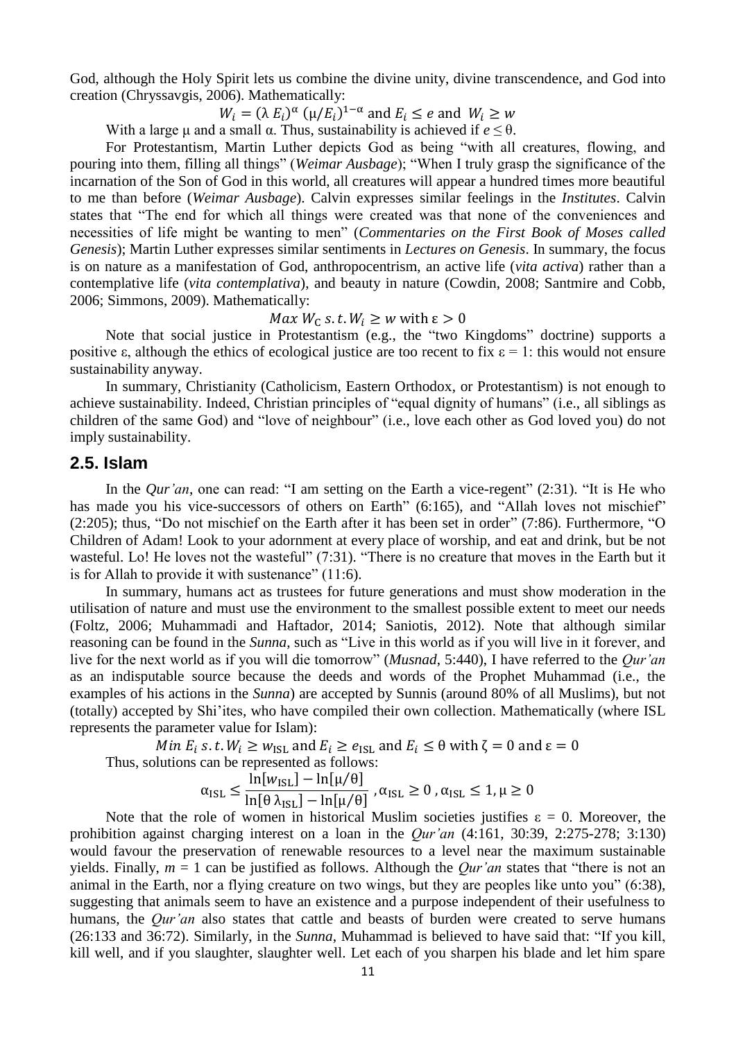God, although the Holy Spirit lets us combine the divine unity, divine transcendence, and God into creation (Chryssavgis, 2006). Mathematically:

$$W_i = (\lambda\, E_i)^{\alpha}\, (\mu/E_i)^{1-\alpha} \text{ and } E_i \leq e \text{ and } W_i \geq w$$

With a large μ and a small α. Thus, sustainability is achieved if $e \leq \theta$.

For Protestantism, Martin Luther depicts God as being "with all creatures, flowing, and pouring into them, filling all things" (*Weimar Ausbage*); "When I truly grasp the significance of the incarnation of the Son of God in this world, all creatures will appear a hundred times more beautiful to me than before (*Weimar Ausbage*). Calvin expresses similar feelings in the *Institutes*. Calvin states that "The end for which all things were created was that none of the conveniences and necessities of life might be wanting to men" (*Commentaries on the First Book of Moses called Genesis*); Martin Luther expresses similar sentiments in *Lectures on Genesis*. In summary, the focus is on nature as a manifestation of God, anthropocentrism, an active life (*vita activa*) rather than a contemplative life (*vita contemplativa*), and beauty in nature (Cowdin, 2008; Santmire and Cobb, 2006; Simmons, 2009). Mathematically:

$$Max\ W_{\mathrm{C}}\ s.t.\ W_i \geq w \text{ with } \varepsilon > 0$$

Note that social justice in Protestantism (e.g., the "two Kingdoms" doctrine) supports a positive ε, although the ethics of ecological justice are too recent to fix $\varepsilon = 1$: this would not ensure sustainability anyway.

In summary, Christianity (Catholicism, Eastern Orthodox, or Protestantism) is not enough to achieve sustainability. Indeed, Christian principles of "equal dignity of humans" (i.e., all siblings as children of the same God) and "love of neighbour" (i.e., love each other as God loved you) do not imply sustainability.

## 2.5. Islam

In the *Qur'an*, one can read: "I am setting on the Earth a vice-regent" (2:31). "It is He who has made you his vice-successors of others on Earth" (6:165), and "Allah loves not mischief" (2:205); thus, "Do not mischief on the Earth after it has been set in order" (7:86). Furthermore, "O Children of Adam! Look to your adornment at every place of worship, and eat and drink, but be not wasteful. Lo! He loves not the wasteful" (7:31). "There is no creature that moves in the Earth but it is for Allah to provide it with sustenance" (11:6).

In summary, humans act as trustees for future generations and must show moderation in the utilisation of nature and must use the environment to the smallest possible extent to meet our needs (Foltz, 2006; Muhammadi and Haftador, 2014; Saniotis, 2012). Note that although similar reasoning can be found in the *Sunna*, such as "Live in this world as if you will live in it forever, and live for the next world as if you will die tomorrow" (*Musnad*, 5:440), I have referred to the *Qur'an* as an indisputable source because the deeds and words of the Prophet Muhammad (i.e., the examples of his actions in the *Sunna*) are accepted by Sunnis (around 80% of all Muslims), but not (totally) accepted by Shi'ites, who have compiled their own collection. Mathematically (where ISL represents the parameter value for Islam):

$$Min\ E_i\ s.t.\ W_i \geq w_{\mathrm{ISL}} \text{ and } E_i \geq e_{\mathrm{ISL}} \text{ and } E_i \leq \theta \text{ with } \zeta = 0 \text{ and } \varepsilon = 0$$

Thus, solutions can be represented as follows:

$$\alpha_{\mathrm{ISL}} \leq \frac{\ln[w_{\mathrm{ISL}}] - \ln[\mu/\theta]}{\ln[\theta\, \lambda_{\mathrm{ISL}}] - \ln[\mu/\theta]}\ , \alpha_{\mathrm{ISL}} \geq 0\ , \alpha_{\mathrm{ISL}} \leq 1, \mu \geq 0$$

Note that the role of women in historical Muslim societies justifies $\varepsilon = 0$. Moreover, the prohibition against charging interest on a loan in the *Qur'an* (4:161, 30:39, 2:275-278; 3:130) would favour the preservation of renewable resources to a level near the maximum sustainable yields. Finally, $m = 1$ can be justified as follows. Although the *Qur'an* states that "there is not an animal in the Earth, nor a flying creature on two wings, but they are peoples like unto you" (6:38), suggesting that animals seem to have an existence and a purpose independent of their usefulness to humans, the *Qur'an* also states that cattle and beasts of burden were created to serve humans (26:133 and 36:72). Similarly, in the *Sunna*, Muhammad is believed to have said that: "If you kill, kill well, and if you slaughter, slaughter well. Let each of you sharpen his blade and let him spare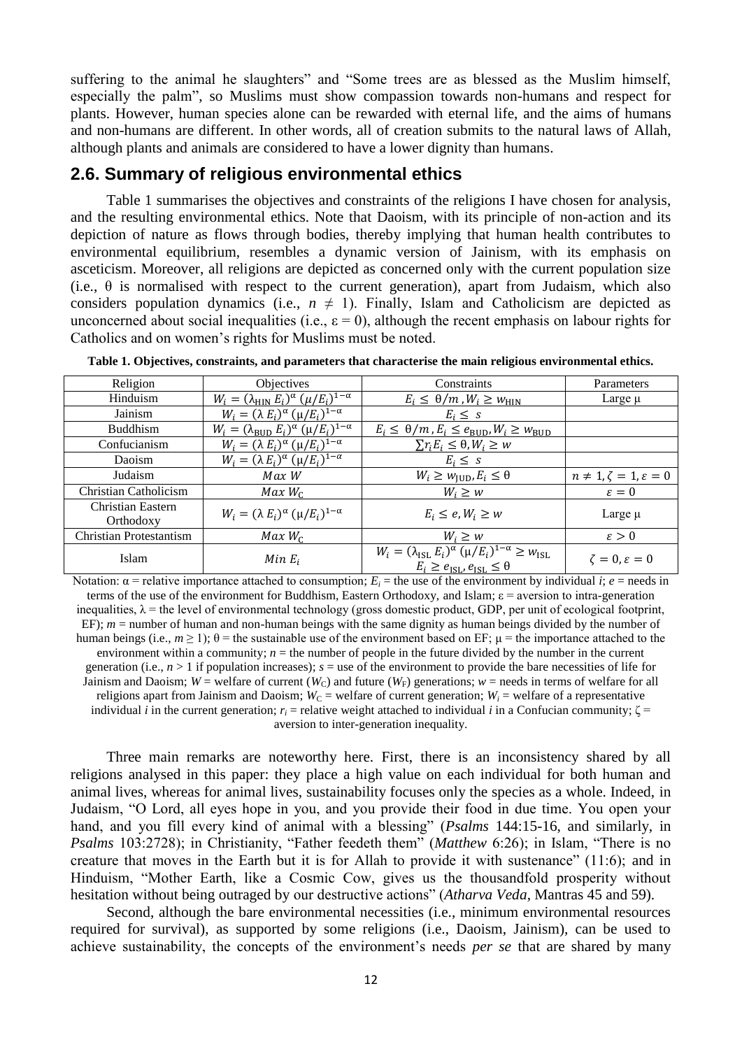suffering to the animal he slaughters" and "Some trees are as blessed as the Muslim himself, especially the palm", so Muslims must show compassion towards non-humans and respect for plants. However, human species alone can be rewarded with eternal life, and the aims of humans and non-humans are different. In other words, all of creation submits to the natural laws of Allah, although plants and animals are considered to have a lower dignity than humans.

## 2.6. Summary of religious environmental ethics

Table 1 summarises the objectives and constraints of the religions I have chosen for analysis, and the resulting environmental ethics. Note that Daoism, with its principle of non-action and its depiction of nature as flows through bodies, thereby implying that human health contributes to environmental equilibrium, resembles a dynamic version of Jainism, with its emphasis on asceticism. Moreover, all religions are depicted as concerned only with the current population size (i.e., θ is normalised with respect to the current generation), apart from Judaism, which also considers population dynamics (i.e., $n \neq 1$). Finally, Islam and Catholicism are depicted as unconcerned about social inequalities (i.e., $\varepsilon = 0$), although the recent emphasis on labour rights for Catholics and on women's rights for Muslims must be noted.

**Table 1. Objectives, constraints, and parameters that characterise the main religious environmental ethics.**

| Religion | Objectives | Constraints | Parameters |
|---|---|---|---|
| Hinduism | $W_i = (\lambda_{\text{HIN}}\, E_i)^{\alpha}\, (\mu/E_i)^{1-\alpha}$ | $E_i \leq \theta/m$, $W_i \geq w_{\text{HIN}}$ | Large μ |
| Jainism | $W_i = (\lambda\, E_i)^{\alpha}\, (\mu/E_i)^{1-\alpha}$ | $E_i \leq s$ | |
| Buddhism | $W_i = (\lambda_{\text{BUD}}\, E_i)^{\alpha}\, (\mu/E_i)^{1-\alpha}$ | $E_i \leq \theta/m$, $E_i \leq e_{\text{BUD}}$, $W_i \geq w_{\text{BUD}}$ | |
| Confucianism | $W_i = (\lambda\, E_i)^{\alpha}\, (\mu/E_i)^{1-\alpha}$ | $\sum r_i E_i \leq \theta$, $W_i \geq w$ | |
| Daoism | $W_i = (\lambda\, E_i)^{\alpha}\, (\mu/E_i)^{1-\alpha}$ | $E_i \leq s$ | |
| Judaism | $Max\ W$ | $W_i \geq w_{\text{JUD}}$, $E_i \leq \theta$ | $n \neq 1$, $\zeta = 1$, $\varepsilon = 0$ |
| Christian Catholicism | $Max\ W_{\text{C}}$ | $W_i \geq w$ | $\varepsilon = 0$ |
| Christian Eastern Orthodoxy | $W_i = (\lambda\, E_i)^{\alpha}\, (\mu/E_i)^{1-\alpha}$ | $E_i \leq e$, $W_i \geq w$ | Large μ |
| Christian Protestantism | $Max\ W_{\text{C}}$ | $W_i \geq w$ | $\varepsilon > 0$ |
| Islam | $Min\ E_i$ | $W_i = (\lambda_{\text{ISL}}\, E_i)^{\alpha}\, (\mu/E_i)^{1-\alpha} \geq w_{\text{ISL}}$ $E_i \geq e_{\text{ISL}}$, $e_{\text{ISL}} \leq \theta$ | $\zeta = 0$, $\varepsilon = 0$ |

Notation: α = relative importance attached to consumption; $E_i$ = the use of the environment by individual $i$; $e$ = needs in terms of the use of the environment for Buddhism, Eastern Orthodoxy, and Islam; ε = aversion to intra-generation inequalities, λ = the level of environmental technology (gross domestic product, GDP, per unit of ecological footprint, EF); $m$ = number of human and non-human beings with the same dignity as human beings divided by the number of human beings (i.e., $m \geq 1$); θ = the sustainable use of the environment based on EF; μ = the importance attached to the environment within a community; $n$ = the number of people in the future divided by the number in the current generation (i.e., $n > 1$ if population increases); $s$ = use of the environment to provide the bare necessities of life for Jainism and Daoism; $W$ = welfare of current ($W_{\text{C}}$) and future ($W_{\text{F}}$) generations; $w$ = needs in terms of welfare for all religions apart from Jainism and Daoism; $W_{\text{C}}$ = welfare of current generation; $W_i$ = welfare of a representative individual $i$ in the current generation; $r_i$ = relative weight attached to individual $i$ in a Confucian community; ζ = aversion to inter-generation inequality.

Three main remarks are noteworthy here. First, there is an inconsistency shared by all religions analysed in this paper: they place a high value on each individual for both human and animal lives, whereas for animal lives, sustainability focuses only the species as a whole. Indeed, in Judaism, "O Lord, all eyes hope in you, and you provide their food in due time. You open your hand, and you fill every kind of animal with a blessing" (*Psalms* 144:15-16, and similarly, in *Psalms* 103:2728); in Christianity, "Father feedeth them" (*Matthew* 6:26); in Islam, "There is no creature that moves in the Earth but it is for Allah to provide it with sustenance" (11:6); and in Hinduism, "Mother Earth, like a Cosmic Cow, gives us the thousandfold prosperity without hesitation without being outraged by our destructive actions" (*Atharva Veda*, Mantras 45 and 59).

Second, although the bare environmental necessities (i.e., minimum environmental resources required for survival), as supported by some religions (i.e., Daoism, Jainism), can be used to achieve sustainability, the concepts of the environment's needs *per se* that are shared by many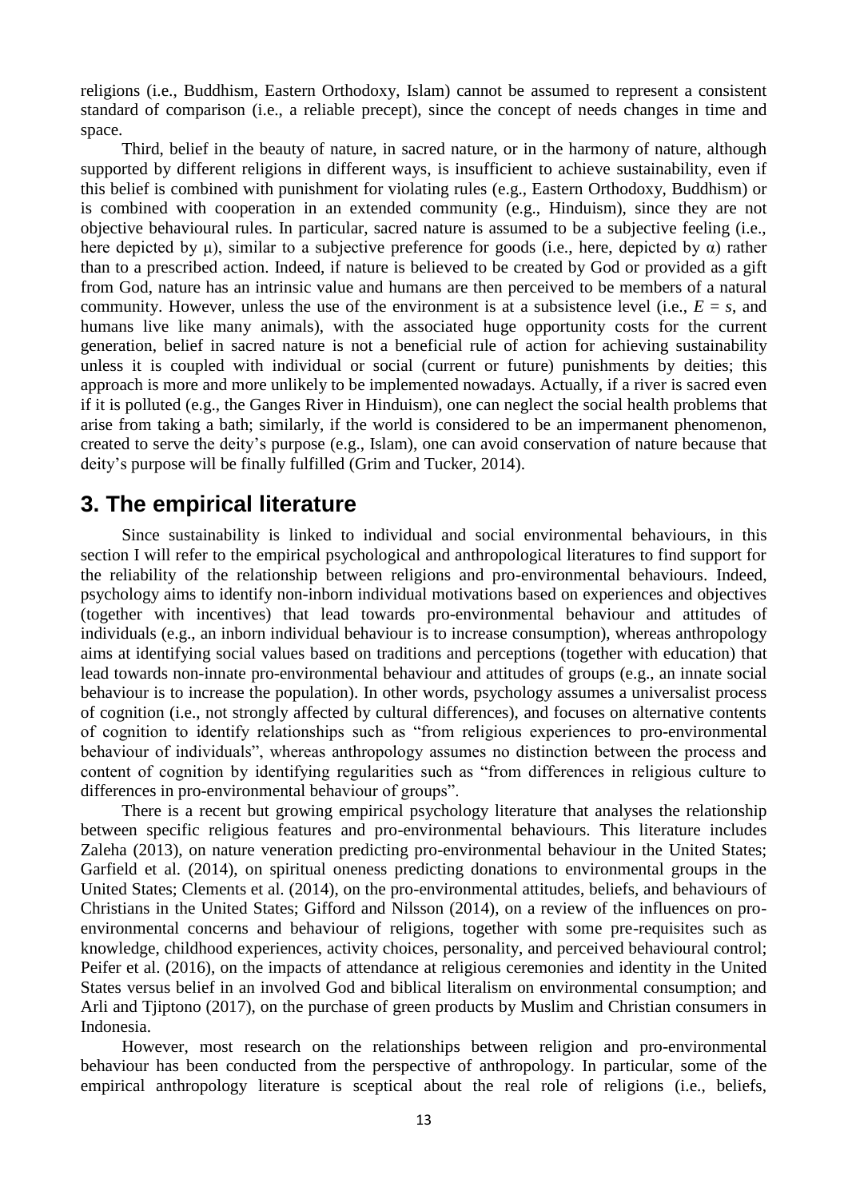religions (i.e., Buddhism, Eastern Orthodoxy, Islam) cannot be assumed to represent a consistent standard of comparison (i.e., a reliable precept), since the concept of needs changes in time and space.

Third, belief in the beauty of nature, in sacred nature, or in the harmony of nature, although supported by different religions in different ways, is insufficient to achieve sustainability, even if this belief is combined with punishment for violating rules (e.g., Eastern Orthodoxy, Buddhism) or is combined with cooperation in an extended community (e.g., Hinduism), since they are not objective behavioural rules. In particular, sacred nature is assumed to be a subjective feeling (i.e., here depicted by $\mu$), similar to a subjective preference for goods (i.e., here, depicted by $\alpha$) rather than to a prescribed action. Indeed, if nature is believed to be created by God or provided as a gift from God, nature has an intrinsic value and humans are then perceived to be members of a natural community. However, unless the use of the environment is at a subsistence level (i.e., $E = s$, and humans live like many animals), with the associated huge opportunity costs for the current generation, belief in sacred nature is not a beneficial rule of action for achieving sustainability unless it is coupled with individual or social (current or future) punishments by deities; this approach is more and more unlikely to be implemented nowadays. Actually, if a river is sacred even if it is polluted (e.g., the Ganges River in Hinduism), one can neglect the social health problems that arise from taking a bath; similarly, if the world is considered to be an impermanent phenomenon, created to serve the deity's purpose (e.g., Islam), one can avoid conservation of nature because that deity's purpose will be finally fulfilled (Grim and Tucker, 2014).

## 3. The empirical literature

Since sustainability is linked to individual and social environmental behaviours, in this section I will refer to the empirical psychological and anthropological literatures to find support for the reliability of the relationship between religions and pro-environmental behaviours. Indeed, psychology aims to identify non-inborn individual motivations based on experiences and objectives (together with incentives) that lead towards pro-environmental behaviour and attitudes of individuals (e.g., an inborn individual behaviour is to increase consumption), whereas anthropology aims at identifying social values based on traditions and perceptions (together with education) that lead towards non-innate pro-environmental behaviour and attitudes of groups (e.g., an innate social behaviour is to increase the population). In other words, psychology assumes a universalist process of cognition (i.e., not strongly affected by cultural differences), and focuses on alternative contents of cognition to identify relationships such as "from religious experiences to pro-environmental behaviour of individuals", whereas anthropology assumes no distinction between the process and content of cognition by identifying regularities such as "from differences in religious culture to differences in pro-environmental behaviour of groups".

There is a recent but growing empirical psychology literature that analyses the relationship between specific religious features and pro-environmental behaviours. This literature includes Zaleha (2013), on nature veneration predicting pro-environmental behaviour in the United States; Garfield et al. (2014), on spiritual oneness predicting donations to environmental groups in the United States; Clements et al. (2014), on the pro-environmental attitudes, beliefs, and behaviours of Christians in the United States; Gifford and Nilsson (2014), on a review of the influences on pro-environmental concerns and behaviour of religions, together with some pre-requisites such as knowledge, childhood experiences, activity choices, personality, and perceived behavioural control; Peifer et al. (2016), on the impacts of attendance at religious ceremonies and identity in the United States versus belief in an involved God and biblical literalism on environmental consumption; and Arli and Tjiptono (2017), on the purchase of green products by Muslim and Christian consumers in Indonesia.

However, most research on the relationships between religion and pro-environmental behaviour has been conducted from the perspective of anthropology. In particular, some of the empirical anthropology literature is sceptical about the real role of religions (i.e., beliefs,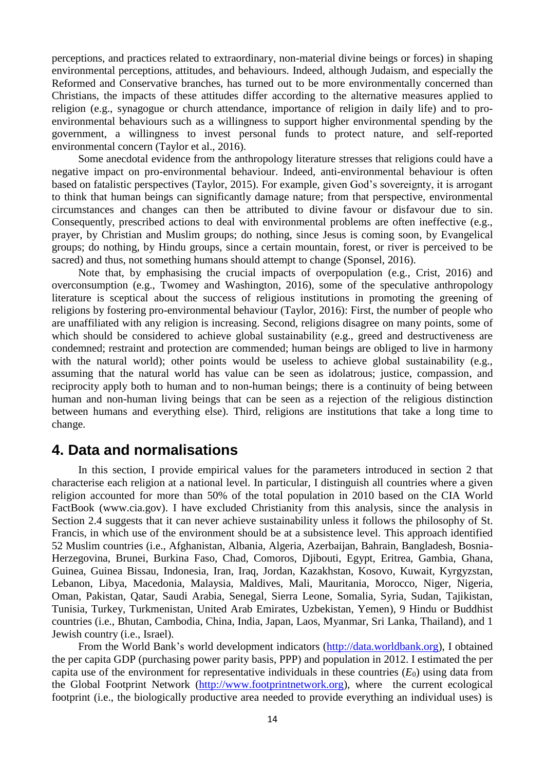perceptions, and practices related to extraordinary, non-material divine beings or forces) in shaping environmental perceptions, attitudes, and behaviours. Indeed, although Judaism, and especially the Reformed and Conservative branches, has turned out to be more environmentally concerned than Christians, the impacts of these attitudes differ according to the alternative measures applied to religion (e.g., synagogue or church attendance, importance of religion in daily life) and to pro-environmental behaviours such as a willingness to support higher environmental spending by the government, a willingness to invest personal funds to protect nature, and self-reported environmental concern (Taylor et al., 2016).

Some anecdotal evidence from the anthropology literature stresses that religions could have a negative impact on pro-environmental behaviour. Indeed, anti-environmental behaviour is often based on fatalistic perspectives (Taylor, 2015). For example, given God's sovereignty, it is arrogant to think that human beings can significantly damage nature; from that perspective, environmental circumstances and changes can then be attributed to divine favour or disfavour due to sin. Consequently, prescribed actions to deal with environmental problems are often ineffective (e.g., prayer, by Christian and Muslim groups; do nothing, since Jesus is coming soon, by Evangelical groups; do nothing, by Hindu groups, since a certain mountain, forest, or river is perceived to be sacred) and thus, not something humans should attempt to change (Sponsel, 2016).

Note that, by emphasising the crucial impacts of overpopulation (e.g., Crist, 2016) and overconsumption (e.g., Twomey and Washington, 2016), some of the speculative anthropology literature is sceptical about the success of religious institutions in promoting the greening of religions by fostering pro-environmental behaviour (Taylor, 2016): First, the number of people who are unaffiliated with any religion is increasing. Second, religions disagree on many points, some of which should be considered to achieve global sustainability (e.g., greed and destructiveness are condemned; restraint and protection are commended; human beings are obliged to live in harmony with the natural world); other points would be useless to achieve global sustainability (e.g., assuming that the natural world has value can be seen as idolatrous; justice, compassion, and reciprocity apply both to human and to non-human beings; there is a continuity of being between human and non-human living beings that can be seen as a rejection of the religious distinction between humans and everything else). Third, religions are institutions that take a long time to change.

## 4. Data and normalisations

In this section, I provide empirical values for the parameters introduced in section 2 that characterise each religion at a national level. In particular, I distinguish all countries where a given religion accounted for more than 50% of the total population in 2010 based on the CIA World FactBook (www.cia.gov). I have excluded Christianity from this analysis, since the analysis in Section 2.4 suggests that it can never achieve sustainability unless it follows the philosophy of St. Francis, in which use of the environment should be at a subsistence level. This approach identified 52 Muslim countries (i.e., Afghanistan, Albania, Algeria, Azerbaijan, Bahrain, Bangladesh, Bosnia-Herzegovina, Brunei, Burkina Faso, Chad, Comoros, Djibouti, Egypt, Eritrea, Gambia, Ghana, Guinea, Guinea Bissau, Indonesia, Iran, Iraq, Jordan, Kazakhstan, Kosovo, Kuwait, Kyrgyzstan, Lebanon, Libya, Macedonia, Malaysia, Maldives, Mali, Mauritania, Morocco, Niger, Nigeria, Oman, Pakistan, Qatar, Saudi Arabia, Senegal, Sierra Leone, Somalia, Syria, Sudan, Tajikistan, Tunisia, Turkey, Turkmenistan, United Arab Emirates, Uzbekistan, Yemen), 9 Hindu or Buddhist countries (i.e., Bhutan, Cambodia, China, India, Japan, Laos, Myanmar, Sri Lanka, Thailand), and 1 Jewish country (i.e., Israel).

From the World Bank's world development indicators (http://data.worldbank.org), I obtained the per capita GDP (purchasing power parity basis, PPP) and population in 2012. I estimated the per capita use of the environment for representative individuals in these countries ($E_0$) using data from the Global Footprint Network (http://www.footprintnetwork.org), where the current ecological footprint (i.e., the biologically productive area needed to provide everything an individual uses) is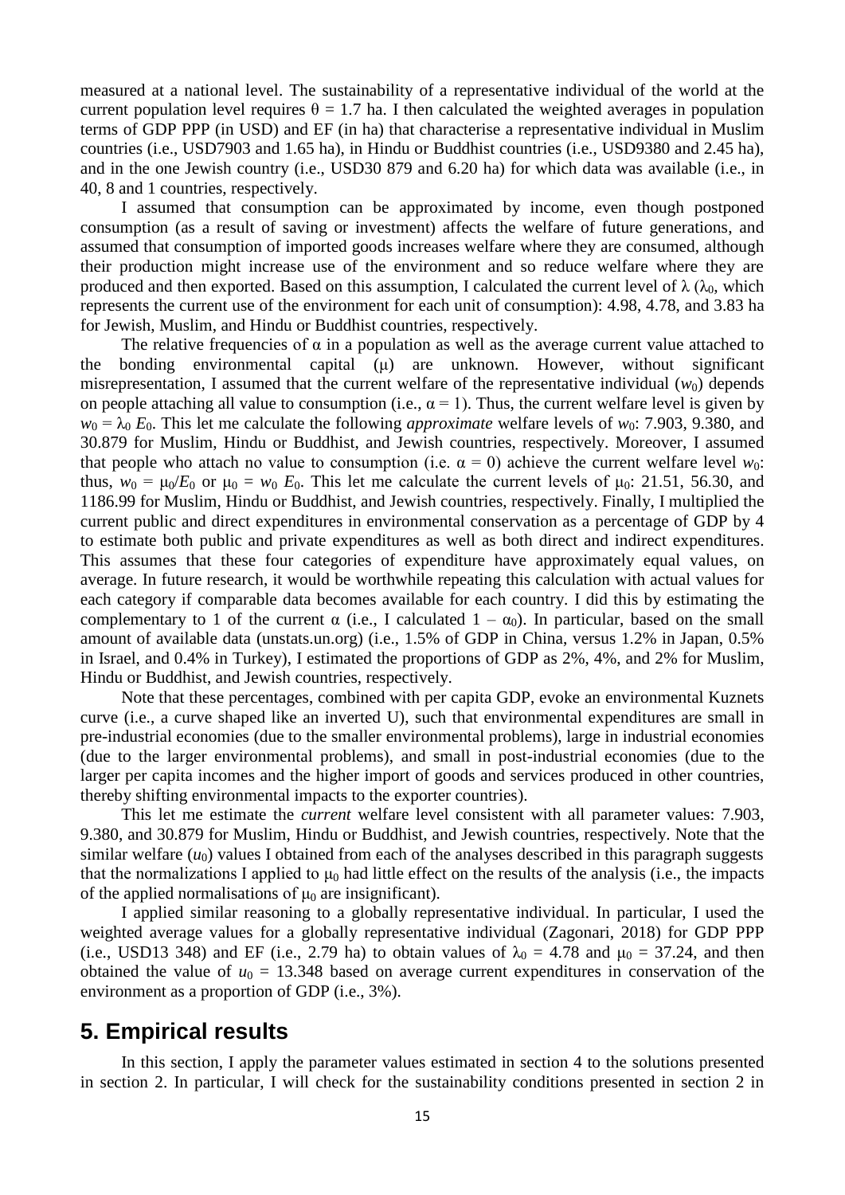measured at a national level. The sustainability of a representative individual of the world at the current population level requires $\theta = 1.7$ ha. I then calculated the weighted averages in population terms of GDP PPP (in USD) and EF (in ha) that characterise a representative individual in Muslim countries (i.e., USD7903 and 1.65 ha), in Hindu or Buddhist countries (i.e., USD9380 and 2.45 ha), and in the one Jewish country (i.e., USD30 879 and 6.20 ha) for which data was available (i.e., in 40, 8 and 1 countries, respectively.

I assumed that consumption can be approximated by income, even though postponed consumption (as a result of saving or investment) affects the welfare of future generations, and assumed that consumption of imported goods increases welfare where they are consumed, although their production might increase use of the environment and so reduce welfare where they are produced and then exported. Based on this assumption, I calculated the current level of $\lambda$ ($\lambda_0$, which represents the current use of the environment for each unit of consumption): 4.98, 4.78, and 3.83 ha for Jewish, Muslim, and Hindu or Buddhist countries, respectively.

The relative frequencies of $\alpha$ in a population as well as the average current value attached to the bonding environmental capital ($\mu$) are unknown. However, without significant misrepresentation, I assumed that the current welfare of the representative individual ($w_0$) depends on people attaching all value to consumption (i.e., $\alpha = 1$). Thus, the current welfare level is given by $w_0 = \lambda_0\, E_0$. This let me calculate the following *approximate* welfare levels of $w_0$: 7.903, 9.380, and 30.879 for Muslim, Hindu or Buddhist, and Jewish countries, respectively. Moreover, I assumed that people who attach no value to consumption (i.e. $\alpha = 0$) achieve the current welfare level $w_0$: thus, $w_0 = \mu_0/E_0$ or $\mu_0 = w_0\, E_0$. This let me calculate the current levels of $\mu_0$: 21.51, 56.30, and 1186.99 for Muslim, Hindu or Buddhist, and Jewish countries, respectively. Finally, I multiplied the current public and direct expenditures in environmental conservation as a percentage of GDP by 4 to estimate both public and private expenditures as well as both direct and indirect expenditures. This assumes that these four categories of expenditure have approximately equal values, on average. In future research, it would be worthwhile repeating this calculation with actual values for each category if comparable data becomes available for each country. I did this by estimating the complementary to 1 of the current $\alpha$ (i.e., I calculated $1 - \alpha_0$). In particular, based on the small amount of available data (unstats.un.org) (i.e., 1.5% of GDP in China, versus 1.2% in Japan, 0.5% in Israel, and 0.4% in Turkey), I estimated the proportions of GDP as 2%, 4%, and 2% for Muslim, Hindu or Buddhist, and Jewish countries, respectively.

Note that these percentages, combined with per capita GDP, evoke an environmental Kuznets curve (i.e., a curve shaped like an inverted U), such that environmental expenditures are small in pre-industrial economies (due to the smaller environmental problems), large in industrial economies (due to the larger environmental problems), and small in post-industrial economies (due to the larger per capita incomes and the higher import of goods and services produced in other countries, thereby shifting environmental impacts to the exporter countries).

This let me estimate the *current* welfare level consistent with all parameter values: 7.903, 9.380, and 30.879 for Muslim, Hindu or Buddhist, and Jewish countries, respectively. Note that the similar welfare ($u_0$) values I obtained from each of the analyses described in this paragraph suggests that the normalizations I applied to $\mu_0$ had little effect on the results of the analysis (i.e., the impacts of the applied normalisations of $\mu_0$ are insignificant).

I applied similar reasoning to a globally representative individual. In particular, I used the weighted average values for a globally representative individual (Zagonari, 2018) for GDP PPP (i.e., USD13 348) and EF (i.e., 2.79 ha) to obtain values of $\lambda_0 = 4.78$ and $\mu_0 = 37.24$, and then obtained the value of $u_0 = 13.348$ based on average current expenditures in conservation of the environment as a proportion of GDP (i.e., 3%).

## 5. Empirical results

In this section, I apply the parameter values estimated in section 4 to the solutions presented in section 2. In particular, I will check for the sustainability conditions presented in section 2 in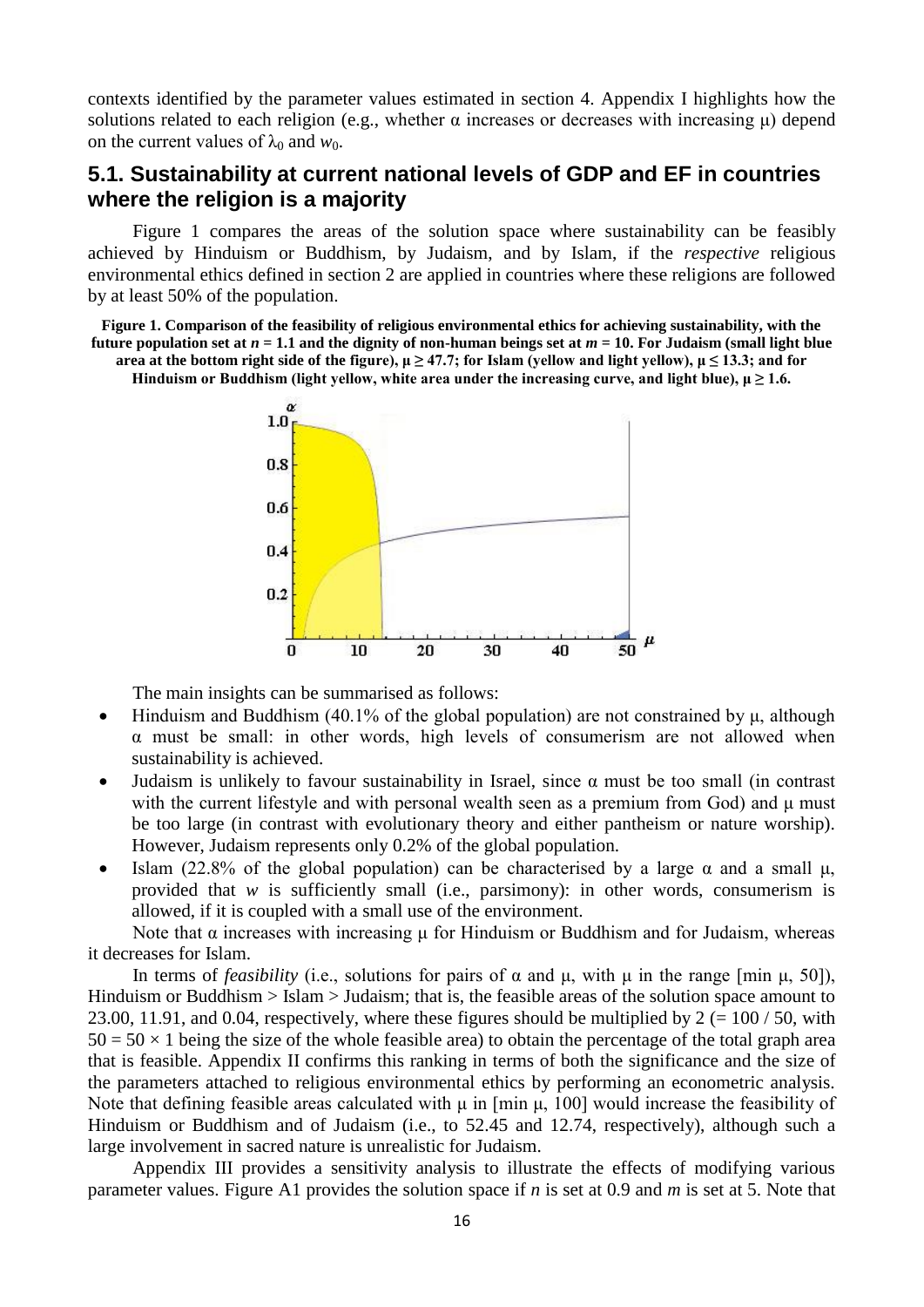contexts identified by the parameter values estimated in section 4. Appendix I highlights how the solutions related to each religion (e.g., whether $\alpha$ increases or decreases with increasing $\mu$) depend on the current values of $\lambda_0$ and $w_0$.

## 5.1. Sustainability at current national levels of GDP and EF in countries where the religion is a majority

Figure 1 compares the areas of the solution space where sustainability can be feasibly achieved by Hinduism or Buddhism, by Judaism, and by Islam, if the *respective* religious environmental ethics defined in section 2 are applied in countries where these religions are followed by at least 50% of the population.

**Figure 1. Comparison of the feasibility of religious environmental ethics for achieving sustainability, with the future population set at $n = 1.1$ and the dignity of non-human beings set at $m = 10$. For Judaism (small light blue area at the bottom right side of the figure), $\mu \geq 47.7$; for Islam (yellow and light yellow), $\mu \leq 13.3$; and for Hinduism or Buddhism (light yellow, white area under the increasing curve, and light blue), $\mu \geq 1.6$.**

The main insights can be summarised as follows:

- Hinduism and Buddhism (40.1% of the global population) are not constrained by $\mu$, although $\alpha$ must be small: in other words, high levels of consumerism are not allowed when sustainability is achieved.
- Judaism is unlikely to favour sustainability in Israel, since $\alpha$ must be too small (in contrast with the current lifestyle and with personal wealth seen as a premium from God) and $\mu$ must be too large (in contrast with evolutionary theory and either pantheism or nature worship). However, Judaism represents only 0.2% of the global population.
- Islam (22.8% of the global population) can be characterised by a large $\alpha$ and a small $\mu$, provided that $w$ is sufficiently small (i.e., parsimony): in other words, consumerism is allowed, if it is coupled with a small use of the environment.

Note that $\alpha$ increases with increasing $\mu$ for Hinduism or Buddhism and for Judaism, whereas it decreases for Islam.

In terms of *feasibility* (i.e., solutions for pairs of $\alpha$ and $\mu$, with $\mu$ in the range [min $\mu$, 50]), Hinduism or Buddhism > Islam > Judaism; that is, the feasible areas of the solution space amount to 23.00, 11.91, and 0.04, respectively, where these figures should be multiplied by 2 (= 100 / 50, with $50 = 50 \times 1$ being the size of the whole feasible area) to obtain the percentage of the total graph area that is feasible. Appendix II confirms this ranking in terms of both the significance and the size of the parameters attached to religious environmental ethics by performing an econometric analysis. Note that defining feasible areas calculated with $\mu$ in [min $\mu$, 100] would increase the feasibility of Hinduism or Buddhism and of Judaism (i.e., to 52.45 and 12.74, respectively), although such a large involvement in sacred nature is unrealistic for Judaism.

Appendix III provides a sensitivity analysis to illustrate the effects of modifying various parameter values. Figure A1 provides the solution space if $n$ is set at 0.9 and $m$ is set at 5. Note that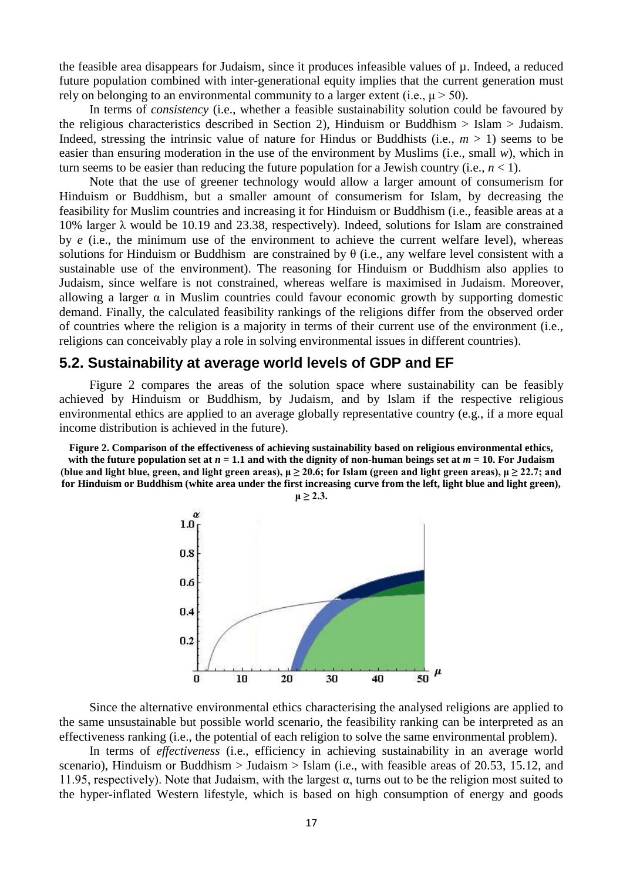the feasible area disappears for Judaism, since it produces infeasible values of $\mu$. Indeed, a reduced future population combined with inter-generational equity implies that the current generation must rely on belonging to an environmental community to a larger extent (i.e., $\mu > 50$).

In terms of *consistency* (i.e., whether a feasible sustainability solution could be favoured by the religious characteristics described in Section 2), Hinduism or Buddhism > Islam > Judaism. Indeed, stressing the intrinsic value of nature for Hindus or Buddhists (i.e., $m > 1$) seems to be easier than ensuring moderation in the use of the environment by Muslims (i.e., small $w$), which in turn seems to be easier than reducing the future population for a Jewish country (i.e., $n < 1$).

Note that the use of greener technology would allow a larger amount of consumerism for Hinduism or Buddhism, but a smaller amount of consumerism for Islam, by decreasing the feasibility for Muslim countries and increasing it for Hinduism or Buddhism (i.e., feasible areas at a 10% larger $\lambda$ would be 10.19 and 23.38, respectively). Indeed, solutions for Islam are constrained by $e$ (i.e., the minimum use of the environment to achieve the current welfare level), whereas solutions for Hinduism or Buddhism are constrained by $\theta$ (i.e., any welfare level consistent with a sustainable use of the environment). The reasoning for Hinduism or Buddhism also applies to Judaism, since welfare is not constrained, whereas welfare is maximised in Judaism. Moreover, allowing a larger $\alpha$ in Muslim countries could favour economic growth by supporting domestic demand. Finally, the calculated feasibility rankings of the religions differ from the observed order of countries where the religion is a majority in terms of their current use of the environment (i.e., religions can conceivably play a role in solving environmental issues in different countries).

## 5.2. Sustainability at average world levels of GDP and EF

Figure 2 compares the areas of the solution space where sustainability can be feasibly achieved by Hinduism or Buddhism, by Judaism, and by Islam if the respective religious environmental ethics are applied to an average globally representative country (e.g., if a more equal income distribution is achieved in the future).

**Figure 2. Comparison of the effectiveness of achieving sustainability based on religious environmental ethics, with the future population set at $n = 1.1$ and with the dignity of non-human beings set at $m = 10$. For Judaism (blue and light blue, green, and light green areas), $\mu \geq 20.6$; for Islam (green and light green areas), $\mu \geq 22.7$; and for Hinduism or Buddhism (white area under the first increasing curve from the left, light blue and light green), $\mu \geq 2.3$.**

Since the alternative environmental ethics characterising the analysed religions are applied to the same unsustainable but possible world scenario, the feasibility ranking can be interpreted as an effectiveness ranking (i.e., the potential of each religion to solve the same environmental problem).

In terms of *effectiveness* (i.e., efficiency in achieving sustainability in an average world scenario), Hinduism or Buddhism > Judaism > Islam (i.e., with feasible areas of 20.53, 15.12, and 11.95, respectively). Note that Judaism, with the largest $\alpha$, turns out to be the religion most suited to the hyper-inflated Western lifestyle, which is based on high consumption of energy and goods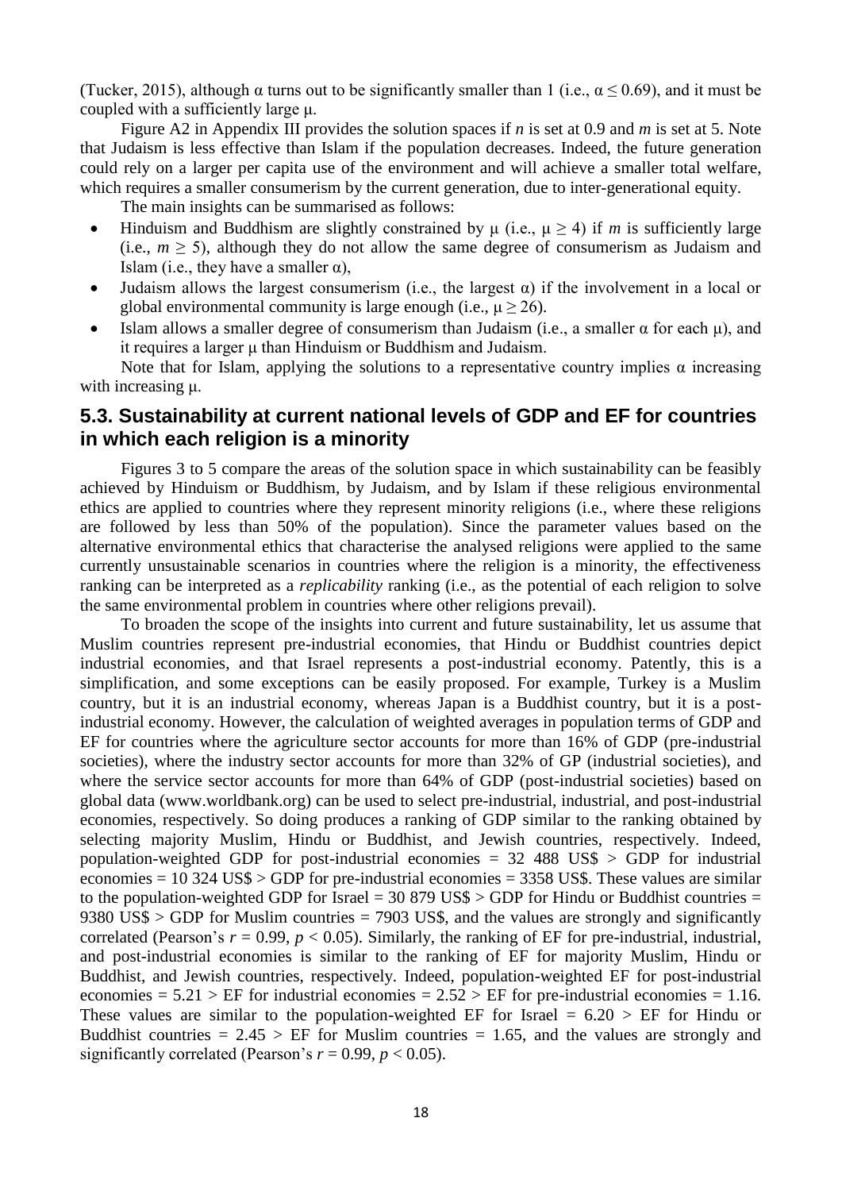(Tucker, 2015), although $\alpha$ turns out to be significantly smaller than 1 (i.e., $\alpha \leq 0.69$), and it must be coupled with a sufficiently large $\mu$.

Figure A2 in Appendix III provides the solution spaces if $n$ is set at 0.9 and $m$ is set at 5. Note that Judaism is less effective than Islam if the population decreases. Indeed, the future generation could rely on a larger per capita use of the environment and will achieve a smaller total welfare, which requires a smaller consumerism by the current generation, due to inter-generational equity.

The main insights can be summarised as follows:

- Hinduism and Buddhism are slightly constrained by $\mu$ (i.e., $\mu \geq 4$) if $m$ is sufficiently large (i.e., $m \geq 5$), although they do not allow the same degree of consumerism as Judaism and Islam (i.e., they have a smaller $\alpha$),
- Judaism allows the largest consumerism (i.e., the largest $\alpha$) if the involvement in a local or global environmental community is large enough (i.e., $\mu \geq 26$).
- Islam allows a smaller degree of consumerism than Judaism (i.e., a smaller $\alpha$ for each $\mu$), and it requires a larger $\mu$ than Hinduism or Buddhism and Judaism.

Note that for Islam, applying the solutions to a representative country implies $\alpha$ increasing with increasing $\mu$.

## 5.3. Sustainability at current national levels of GDP and EF for countries in which each religion is a minority

Figures 3 to 5 compare the areas of the solution space in which sustainability can be feasibly achieved by Hinduism or Buddhism, by Judaism, and by Islam if these religious environmental ethics are applied to countries where they represent minority religions (i.e., where these religions are followed by less than 50% of the population). Since the parameter values based on the alternative environmental ethics that characterise the analysed religions were applied to the same currently unsustainable scenarios in countries where the religion is a minority, the effectiveness ranking can be interpreted as a *replicability* ranking (i.e., as the potential of each religion to solve the same environmental problem in countries where other religions prevail).

To broaden the scope of the insights into current and future sustainability, let us assume that Muslim countries represent pre-industrial economies, that Hindu or Buddhist countries depict industrial economies, and that Israel represents a post-industrial economy. Patently, this is a simplification, and some exceptions can be easily proposed. For example, Turkey is a Muslim country, but it is an industrial economy, whereas Japan is a Buddhist country, but it is a post-industrial economy. However, the calculation of weighted averages in population terms of GDP and EF for countries where the agriculture sector accounts for more than 16% of GDP (pre-industrial societies), where the industry sector accounts for more than 32% of GP (industrial societies), and where the service sector accounts for more than 64% of GDP (post-industrial societies) based on global data (www.worldbank.org) can be used to select pre-industrial, industrial, and post-industrial economies, respectively. So doing produces a ranking of GDP similar to the ranking obtained by selecting majority Muslim, Hindu or Buddhist, and Jewish countries, respectively. Indeed, population-weighted GDP for post-industrial economies = 32 488 US\$ > GDP for industrial economies = 10 324 US\$ > GDP for pre-industrial economies = 3358 US\$. These values are similar to the population-weighted GDP for Israel = 30 879 US\$ > GDP for Hindu or Buddhist countries = 9380 US\$ > GDP for Muslim countries = 7903 US\$, and the values are strongly and significantly correlated (Pearson's $r = 0.99$, $p < 0.05$). Similarly, the ranking of EF for pre-industrial, industrial, and post-industrial economies is similar to the ranking of EF for majority Muslim, Hindu or Buddhist, and Jewish countries, respectively. Indeed, population-weighted EF for post-industrial economies = 5.21 > EF for industrial economies = 2.52 > EF for pre-industrial economies = 1.16. These values are similar to the population-weighted EF for Israel = 6.20 > EF for Hindu or Buddhist countries = 2.45 > EF for Muslim countries = 1.65, and the values are strongly and significantly correlated (Pearson's $r = 0.99$, $p < 0.05$).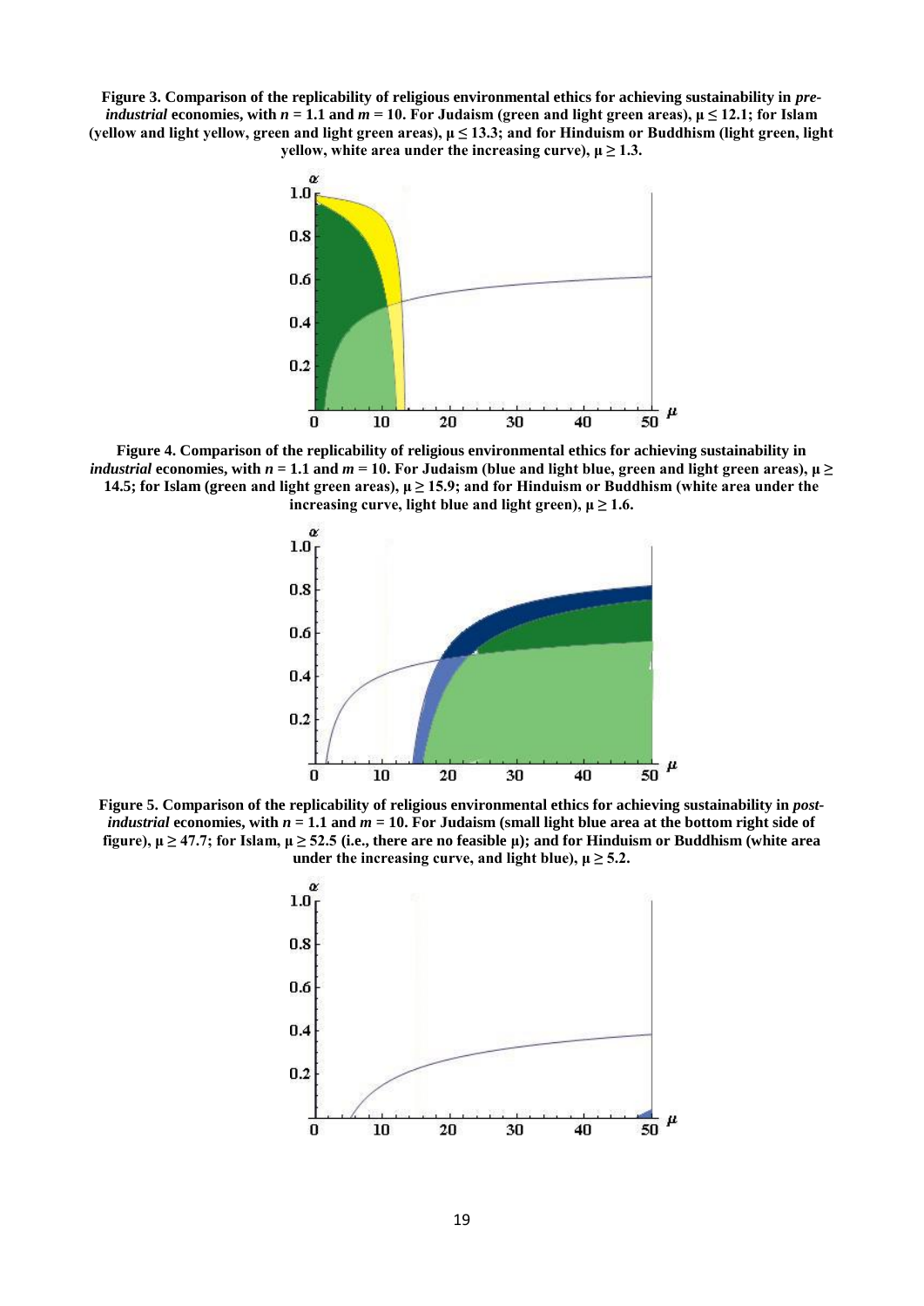**Figure 3. Comparison of the replicability of religious environmental ethics for achieving sustainability in *pre-industrial* economies, with $n$ = 1.1 and $m$ = 10. For Judaism (green and light green areas), $\mu \leq 12.1$; for Islam (yellow and light yellow, green and light green areas), $\mu \leq 13.3$; and for Hinduism or Buddhism (light green, light yellow, white area under the increasing curve), $\mu \geq 1.3$.**

**Figure 4. Comparison of the replicability of religious environmental ethics for achieving sustainability in *industrial* economies, with $n$ = 1.1 and $m$ = 10. For Judaism (blue and light blue, green and light green areas), $\mu \geq 14.5$; for Islam (green and light green areas), $\mu \geq 15.9$; and for Hinduism or Buddhism (white area under the increasing curve, light blue and light green), $\mu \geq 1.6$.**

**Figure 5. Comparison of the replicability of religious environmental ethics for achieving sustainability in *post-industrial* economies, with $n$ = 1.1 and $m$ = 10. For Judaism (small light blue area at the bottom right side of figure), $\mu \geq 47.7$; for Islam, $\mu \geq 52.5$ (i.e., there are no feasible $\mu$); and for Hinduism or Buddhism (white area under the increasing curve, and light blue), $\mu \geq 5.2$.**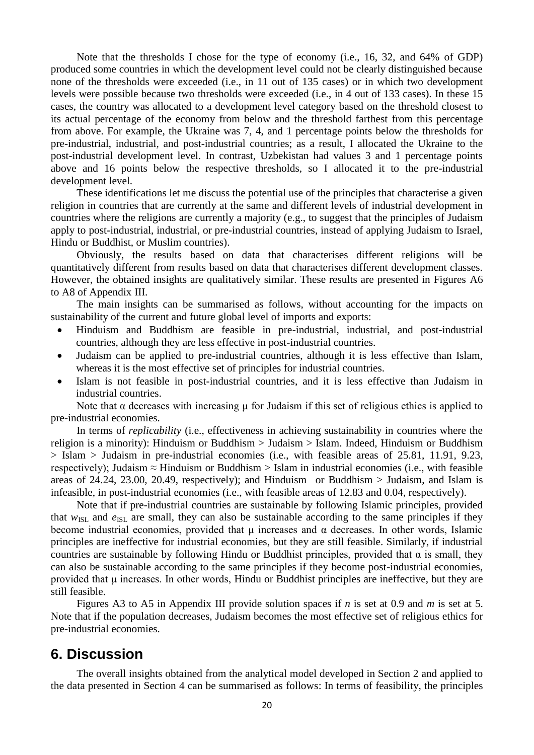Note that the thresholds I chose for the type of economy (i.e., 16, 32, and 64% of GDP) produced some countries in which the development level could not be clearly distinguished because none of the thresholds were exceeded (i.e., in 11 out of 135 cases) or in which two development levels were possible because two thresholds were exceeded (i.e., in 4 out of 133 cases). In these 15 cases, the country was allocated to a development level category based on the threshold closest to its actual percentage of the economy from below and the threshold farthest from this percentage from above. For example, the Ukraine was 7, 4, and 1 percentage points below the thresholds for pre-industrial, industrial, and post-industrial countries; as a result, I allocated the Ukraine to the post-industrial development level. In contrast, Uzbekistan had values 3 and 1 percentage points above and 16 points below the respective thresholds, so I allocated it to the pre-industrial development level.

These identifications let me discuss the potential use of the principles that characterise a given religion in countries that are currently at the same and different levels of industrial development in countries where the religions are currently a majority (e.g., to suggest that the principles of Judaism apply to post-industrial, industrial, or pre-industrial countries, instead of applying Judaism to Israel, Hindu or Buddhist, or Muslim countries).

Obviously, the results based on data that characterises different religions will be quantitatively different from results based on data that characterises different development classes. However, the obtained insights are qualitatively similar. These results are presented in Figures A6 to A8 of Appendix III.

The main insights can be summarised as follows, without accounting for the impacts on sustainability of the current and future global level of imports and exports:

- Hinduism and Buddhism are feasible in pre-industrial, industrial, and post-industrial countries, although they are less effective in post-industrial countries.
- Judaism can be applied to pre-industrial countries, although it is less effective than Islam, whereas it is the most effective set of principles for industrial countries.
- Islam is not feasible in post-industrial countries, and it is less effective than Judaism in industrial countries.

Note that $\alpha$ decreases with increasing $\mu$ for Judaism if this set of religious ethics is applied to pre-industrial economies.

In terms of *replicability* (i.e., effectiveness in achieving sustainability in countries where the religion is a minority): Hinduism or Buddhism > Judaism > Islam. Indeed, Hinduism or Buddhism > Islam > Judaism in pre-industrial economies (i.e., with feasible areas of 25.81, 11.91, 9.23, respectively); Judaism ≈ Hinduism or Buddhism > Islam in industrial economies (i.e., with feasible areas of 24.24, 23.00, 20.49, respectively); and Hinduism or Buddhism > Judaism, and Islam is infeasible, in post-industrial economies (i.e., with feasible areas of 12.83 and 0.04, respectively).

Note that if pre-industrial countries are sustainable by following Islamic principles, provided that $w_{\mathrm{ISL}}$ and $e_{\mathrm{ISL}}$ are small, they can also be sustainable according to the same principles if they become industrial economies, provided that $\mu$ increases and $\alpha$ decreases. In other words, Islamic principles are ineffective for industrial economies, but they are still feasible. Similarly, if industrial countries are sustainable by following Hindu or Buddhist principles, provided that $\alpha$ is small, they can also be sustainable according to the same principles if they become post-industrial economies, provided that $\mu$ increases. In other words, Hindu or Buddhist principles are ineffective, but they are still feasible.

Figures A3 to A5 in Appendix III provide solution spaces if $n$ is set at 0.9 and $m$ is set at 5. Note that if the population decreases, Judaism becomes the most effective set of religious ethics for pre-industrial economies.

## 6. Discussion

The overall insights obtained from the analytical model developed in Section 2 and applied to the data presented in Section 4 can be summarised as follows: In terms of feasibility, the principles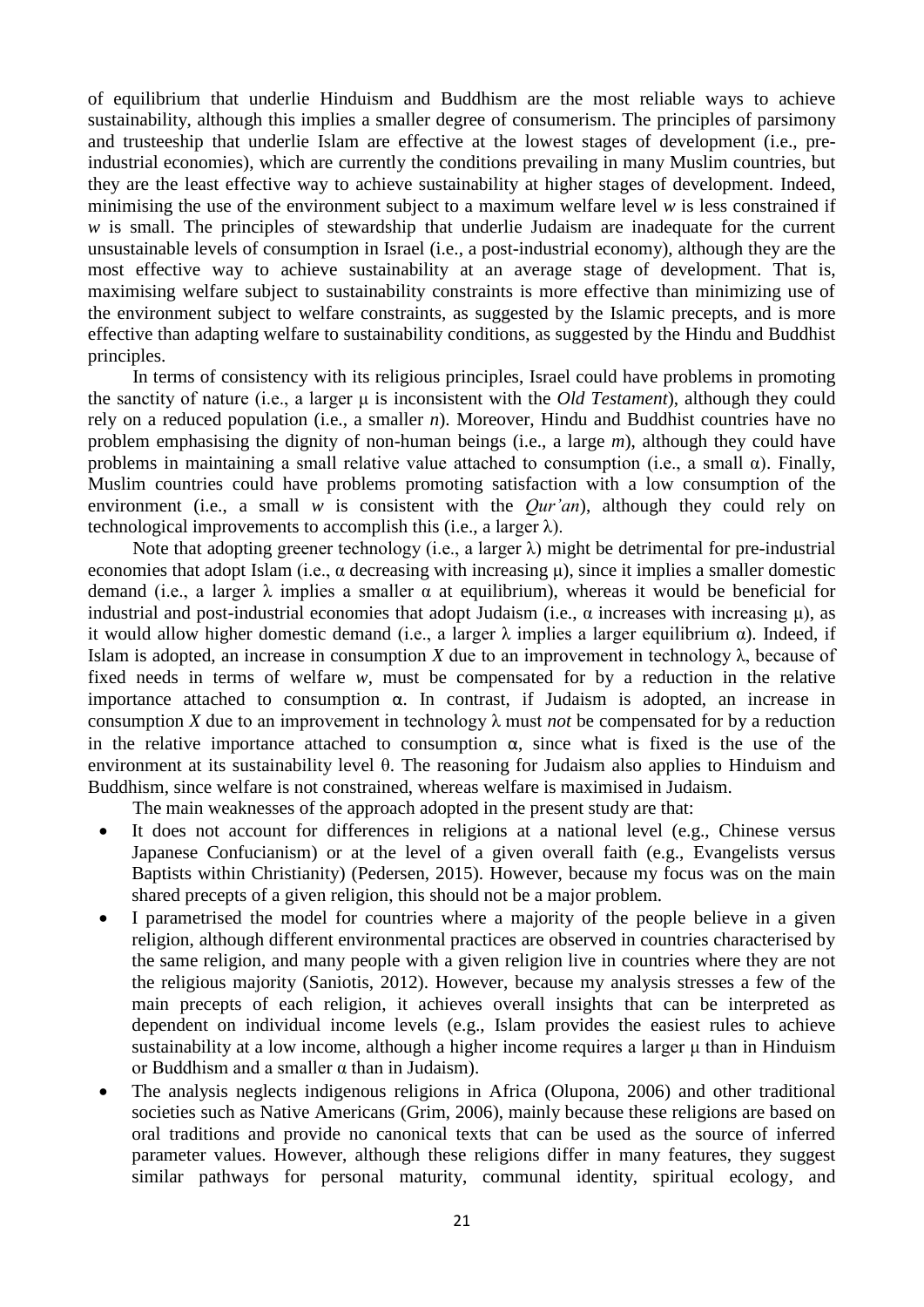of equilibrium that underlie Hinduism and Buddhism are the most reliable ways to achieve sustainability, although this implies a smaller degree of consumerism. The principles of parsimony and trusteeship that underlie Islam are effective at the lowest stages of development (i.e., pre-industrial economies), which are currently the conditions prevailing in many Muslim countries, but they are the least effective way to achieve sustainability at higher stages of development. Indeed, minimising the use of the environment subject to a maximum welfare level $w$ is less constrained if $w$ is small. The principles of stewardship that underlie Judaism are inadequate for the current unsustainable levels of consumption in Israel (i.e., a post-industrial economy), although they are the most effective way to achieve sustainability at an average stage of development. That is, maximising welfare subject to sustainability constraints is more effective than minimizing use of the environment subject to welfare constraints, as suggested by the Islamic precepts, and is more effective than adapting welfare to sustainability conditions, as suggested by the Hindu and Buddhist principles.

In terms of consistency with its religious principles, Israel could have problems in promoting the sanctity of nature (i.e., a larger $\mu$ is inconsistent with the *Old Testament*), although they could rely on a reduced population (i.e., a smaller $n$). Moreover, Hindu and Buddhist countries have no problem emphasising the dignity of non-human beings (i.e., a large $m$), although they could have problems in maintaining a small relative value attached to consumption (i.e., a small $\alpha$). Finally, Muslim countries could have problems promoting satisfaction with a low consumption of the environment (i.e., a small $w$ is consistent with the *Qur'an*), although they could rely on technological improvements to accomplish this (i.e., a larger $\lambda$).

Note that adopting greener technology (i.e., a larger $\lambda$) might be detrimental for pre-industrial economies that adopt Islam (i.e., $\alpha$ decreasing with increasing $\mu$), since it implies a smaller domestic demand (i.e., a larger $\lambda$ implies a smaller $\alpha$ at equilibrium), whereas it would be beneficial for industrial and post-industrial economies that adopt Judaism (i.e., $\alpha$ increases with increasing $\mu$), as it would allow higher domestic demand (i.e., a larger $\lambda$ implies a larger equilibrium $\alpha$). Indeed, if Islam is adopted, an increase in consumption $X$ due to an improvement in technology $\lambda$, because of fixed needs in terms of welfare $w$, must be compensated for by a reduction in the relative importance attached to consumption $\alpha$. In contrast, if Judaism is adopted, an increase in consumption $X$ due to an improvement in technology $\lambda$ must *not* be compensated for by a reduction in the relative importance attached to consumption $\alpha$, since what is fixed is the use of the environment at its sustainability level $\theta$. The reasoning for Judaism also applies to Hinduism and Buddhism, since welfare is not constrained, whereas welfare is maximised in Judaism.

The main weaknesses of the approach adopted in the present study are that:

- It does not account for differences in religions at a national level (e.g., Chinese versus Japanese Confucianism) or at the level of a given overall faith (e.g., Evangelists versus Baptists within Christianity) (Pedersen, 2015). However, because my focus was on the main shared precepts of a given religion, this should not be a major problem.
- I parametrised the model for countries where a majority of the people believe in a given religion, although different environmental practices are observed in countries characterised by the same religion, and many people with a given religion live in countries where they are not the religious majority (Saniotis, 2012). However, because my analysis stresses a few of the main precepts of each religion, it achieves overall insights that can be interpreted as dependent on individual income levels (e.g., Islam provides the easiest rules to achieve sustainability at a low income, although a higher income requires a larger $\mu$ than in Hinduism or Buddhism and a smaller $\alpha$ than in Judaism).
- The analysis neglects indigenous religions in Africa (Olupona, 2006) and other traditional societies such as Native Americans (Grim, 2006), mainly because these religions are based on oral traditions and provide no canonical texts that can be used as the source of inferred parameter values. However, although these religions differ in many features, they suggest similar pathways for personal maturity, communal identity, spiritual ecology, and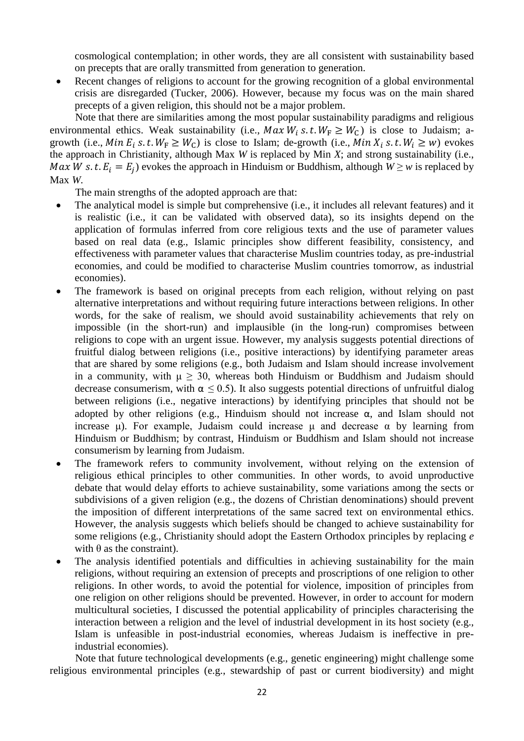cosmological contemplation; in other words, they are all consistent with sustainability based on precepts that are orally transmitted from generation to generation.

- Recent changes of religions to account for the growing recognition of a global environmental crisis are disregarded (Tucker, 2006). However, because my focus was on the main shared precepts of a given religion, this should not be a major problem.

Note that there are similarities among the most popular sustainability paradigms and religious environmental ethics. Weak sustainability (i.e., $Max\, W_i \; s.t. W_F \geq W_C$) is close to Judaism; a-growth (i.e., $Min\, E_i \; s.t. W_F \geq W_C$) is close to Islam; de-growth (i.e., $Min\, X_i \; s.t. W_i \geq w$) evokes the approach in Christianity, although Max $W$ is replaced by Min $X$; and strong sustainability (i.e., $Max\, W \; s.t. E_i = E_j$) evokes the approach in Hinduism or Buddhism, although $W \geq w$ is replaced by Max $W$.

The main strengths of the adopted approach are that:

- The analytical model is simple but comprehensive (i.e., it includes all relevant features) and it is realistic (i.e., it can be validated with observed data), so its insights depend on the application of formulas inferred from core religious texts and the use of parameter values based on real data (e.g., Islamic principles show different feasibility, consistency, and effectiveness with parameter values that characterise Muslim countries today, as pre-industrial economies, and could be modified to characterise Muslim countries tomorrow, as industrial economies).
- The framework is based on original precepts from each religion, without relying on past alternative interpretations and without requiring future interactions between religions. In other words, for the sake of realism, we should avoid sustainability achievements that rely on impossible (in the short-run) and implausible (in the long-run) compromises between religions to cope with an urgent issue. However, my analysis suggests potential directions of fruitful dialog between religions (i.e., positive interactions) by identifying parameter areas that are shared by some religions (e.g., both Judaism and Islam should increase involvement in a community, with $\mu \geq 30$, whereas both Hinduism or Buddhism and Judaism should decrease consumerism, with $\alpha \leq 0.5$). It also suggests potential directions of unfruitful dialog between religions (i.e., negative interactions) by identifying principles that should not be adopted by other religions (e.g., Hinduism should not increase $\alpha$, and Islam should not increase $\mu$). For example, Judaism could increase $\mu$ and decrease $\alpha$ by learning from Hinduism or Buddhism; by contrast, Hinduism or Buddhism and Islam should not increase consumerism by learning from Judaism.
- The framework refers to community involvement, without relying on the extension of religious ethical principles to other communities. In other words, to avoid unproductive debate that would delay efforts to achieve sustainability, some variations among the sects or subdivisions of a given religion (e.g., the dozens of Christian denominations) should prevent the imposition of different interpretations of the same sacred text on environmental ethics. However, the analysis suggests which beliefs should be changed to achieve sustainability for some religions (e.g., Christianity should adopt the Eastern Orthodox principles by replacing $e$ with $\theta$ as the constraint).
- The analysis identified potentials and difficulties in achieving sustainability for the main religions, without requiring an extension of precepts and proscriptions of one religion to other religions. In other words, to avoid the potential for violence, imposition of principles from one religion on other religions should be prevented. However, in order to account for modern multicultural societies, I discussed the potential applicability of principles characterising the interaction between a religion and the level of industrial development in its host society (e.g., Islam is unfeasible in post-industrial economies, whereas Judaism is ineffective in pre-industrial economies).

Note that future technological developments (e.g., genetic engineering) might challenge some religious environmental principles (e.g., stewardship of past or current biodiversity) and might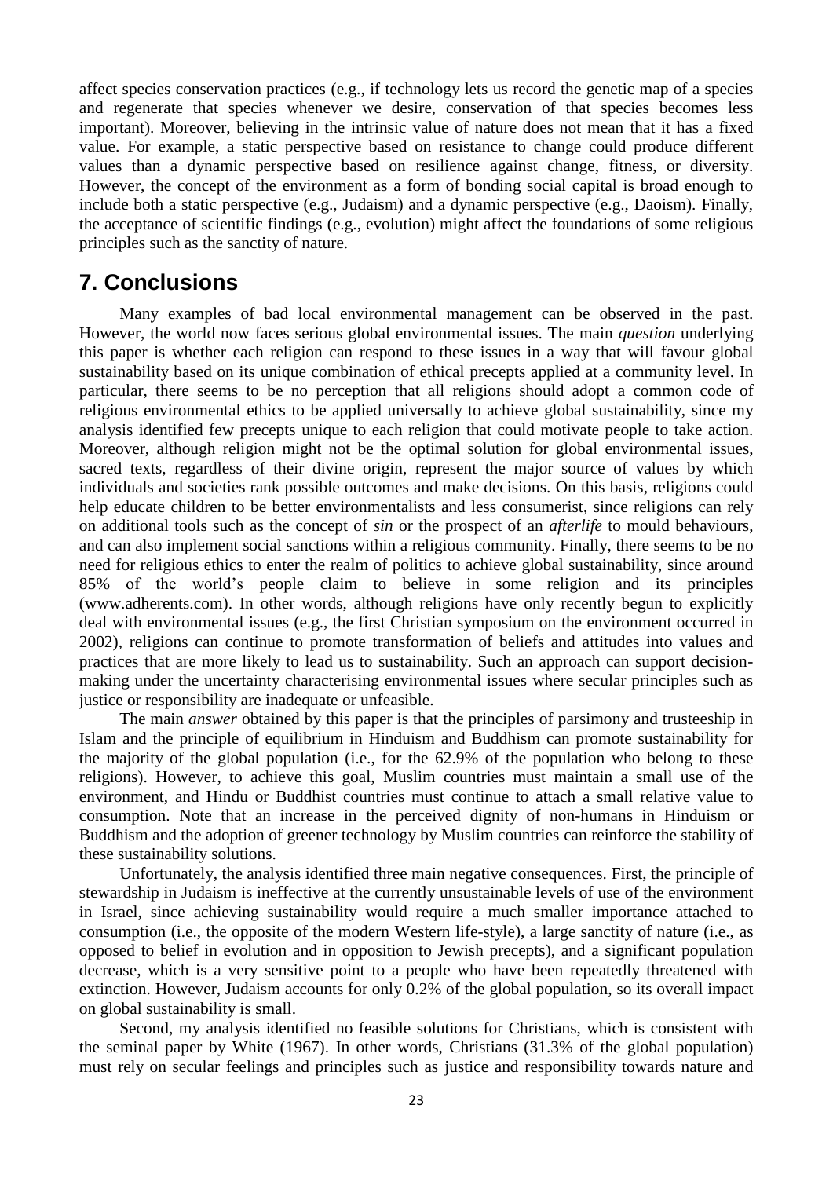affect species conservation practices (e.g., if technology lets us record the genetic map of a species and regenerate that species whenever we desire, conservation of that species becomes less important). Moreover, believing in the intrinsic value of nature does not mean that it has a fixed value. For example, a static perspective based on resistance to change could produce different values than a dynamic perspective based on resilience against change, fitness, or diversity. However, the concept of the environment as a form of bonding social capital is broad enough to include both a static perspective (e.g., Judaism) and a dynamic perspective (e.g., Daoism). Finally, the acceptance of scientific findings (e.g., evolution) might affect the foundations of some religious principles such as the sanctity of nature.

## 7. Conclusions

Many examples of bad local environmental management can be observed in the past. However, the world now faces serious global environmental issues. The main *question* underlying this paper is whether each religion can respond to these issues in a way that will favour global sustainability based on its unique combination of ethical precepts applied at a community level. In particular, there seems to be no perception that all religions should adopt a common code of religious environmental ethics to be applied universally to achieve global sustainability, since my analysis identified few precepts unique to each religion that could motivate people to take action. Moreover, although religion might not be the optimal solution for global environmental issues, sacred texts, regardless of their divine origin, represent the major source of values by which individuals and societies rank possible outcomes and make decisions. On this basis, religions could help educate children to be better environmentalists and less consumerist, since religions can rely on additional tools such as the concept of *sin* or the prospect of an *afterlife* to mould behaviours, and can also implement social sanctions within a religious community. Finally, there seems to be no need for religious ethics to enter the realm of politics to achieve global sustainability, since around 85% of the world's people claim to believe in some religion and its principles (www.adherents.com). In other words, although religions have only recently begun to explicitly deal with environmental issues (e.g., the first Christian symposium on the environment occurred in 2002), religions can continue to promote transformation of beliefs and attitudes into values and practices that are more likely to lead us to sustainability. Such an approach can support decision-making under the uncertainty characterising environmental issues where secular principles such as justice or responsibility are inadequate or unfeasible.

The main *answer* obtained by this paper is that the principles of parsimony and trusteeship in Islam and the principle of equilibrium in Hinduism and Buddhism can promote sustainability for the majority of the global population (i.e., for the 62.9% of the population who belong to these religions). However, to achieve this goal, Muslim countries must maintain a small use of the environment, and Hindu or Buddhist countries must continue to attach a small relative value to consumption. Note that an increase in the perceived dignity of non-humans in Hinduism or Buddhism and the adoption of greener technology by Muslim countries can reinforce the stability of these sustainability solutions.

Unfortunately, the analysis identified three main negative consequences. First, the principle of stewardship in Judaism is ineffective at the currently unsustainable levels of use of the environment in Israel, since achieving sustainability would require a much smaller importance attached to consumption (i.e., the opposite of the modern Western life-style), a large sanctity of nature (i.e., as opposed to belief in evolution and in opposition to Jewish precepts), and a significant population decrease, which is a very sensitive point to a people who have been repeatedly threatened with extinction. However, Judaism accounts for only 0.2% of the global population, so its overall impact on global sustainability is small.

Second, my analysis identified no feasible solutions for Christians, which is consistent with the seminal paper by White (1967). In other words, Christians (31.3% of the global population) must rely on secular feelings and principles such as justice and responsibility towards nature and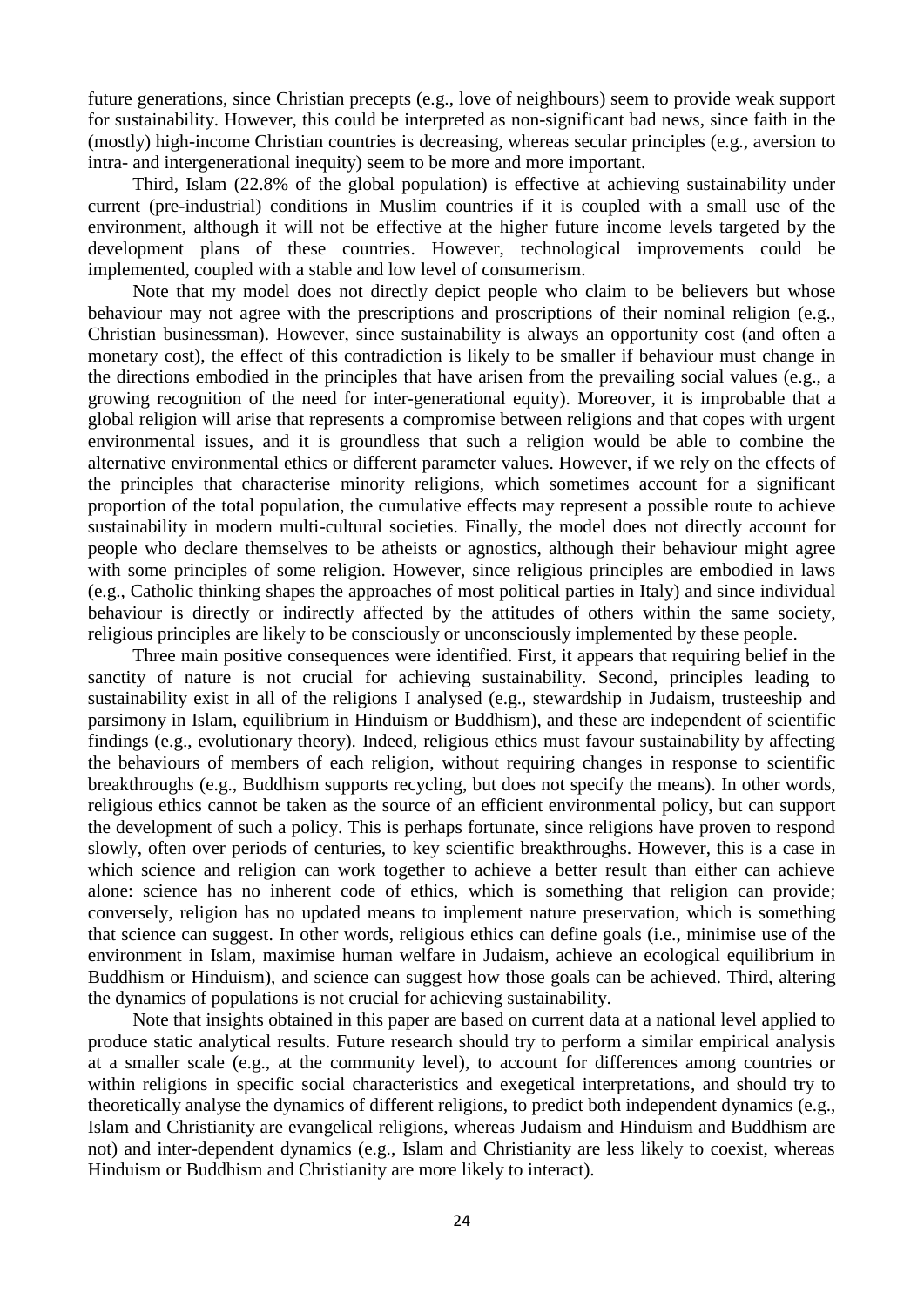future generations, since Christian precepts (e.g., love of neighbours) seem to provide weak support for sustainability. However, this could be interpreted as non-significant bad news, since faith in the (mostly) high-income Christian countries is decreasing, whereas secular principles (e.g., aversion to intra- and intergenerational inequity) seem to be more and more important.

Third, Islam (22.8% of the global population) is effective at achieving sustainability under current (pre-industrial) conditions in Muslim countries if it is coupled with a small use of the environment, although it will not be effective at the higher future income levels targeted by the development plans of these countries. However, technological improvements could be implemented, coupled with a stable and low level of consumerism.

Note that my model does not directly depict people who claim to be believers but whose behaviour may not agree with the prescriptions and proscriptions of their nominal religion (e.g., Christian businessman). However, since sustainability is always an opportunity cost (and often a monetary cost), the effect of this contradiction is likely to be smaller if behaviour must change in the directions embodied in the principles that have arisen from the prevailing social values (e.g., a growing recognition of the need for inter-generational equity). Moreover, it is improbable that a global religion will arise that represents a compromise between religions and that copes with urgent environmental issues, and it is groundless that such a religion would be able to combine the alternative environmental ethics or different parameter values. However, if we rely on the effects of the principles that characterise minority religions, which sometimes account for a significant proportion of the total population, the cumulative effects may represent a possible route to achieve sustainability in modern multi-cultural societies. Finally, the model does not directly account for people who declare themselves to be atheists or agnostics, although their behaviour might agree with some principles of some religion. However, since religious principles are embodied in laws (e.g., Catholic thinking shapes the approaches of most political parties in Italy) and since individual behaviour is directly or indirectly affected by the attitudes of others within the same society, religious principles are likely to be consciously or unconsciously implemented by these people.

Three main positive consequences were identified. First, it appears that requiring belief in the sanctity of nature is not crucial for achieving sustainability. Second, principles leading to sustainability exist in all of the religions I analysed (e.g., stewardship in Judaism, trusteeship and parsimony in Islam, equilibrium in Hinduism or Buddhism), and these are independent of scientific findings (e.g., evolutionary theory). Indeed, religious ethics must favour sustainability by affecting the behaviours of members of each religion, without requiring changes in response to scientific breakthroughs (e.g., Buddhism supports recycling, but does not specify the means). In other words, religious ethics cannot be taken as the source of an efficient environmental policy, but can support the development of such a policy. This is perhaps fortunate, since religions have proven to respond slowly, often over periods of centuries, to key scientific breakthroughs. However, this is a case in which science and religion can work together to achieve a better result than either can achieve alone: science has no inherent code of ethics, which is something that religion can provide; conversely, religion has no updated means to implement nature preservation, which is something that science can suggest. In other words, religious ethics can define goals (i.e., minimise use of the environment in Islam, maximise human welfare in Judaism, achieve an ecological equilibrium in Buddhism or Hinduism), and science can suggest how those goals can be achieved. Third, altering the dynamics of populations is not crucial for achieving sustainability.

Note that insights obtained in this paper are based on current data at a national level applied to produce static analytical results. Future research should try to perform a similar empirical analysis at a smaller scale (e.g., at the community level), to account for differences among countries or within religions in specific social characteristics and exegetical interpretations, and should try to theoretically analyse the dynamics of different religions, to predict both independent dynamics (e.g., Islam and Christianity are evangelical religions, whereas Judaism and Hinduism and Buddhism are not) and inter-dependent dynamics (e.g., Islam and Christianity are less likely to coexist, whereas Hinduism or Buddhism and Christianity are more likely to interact).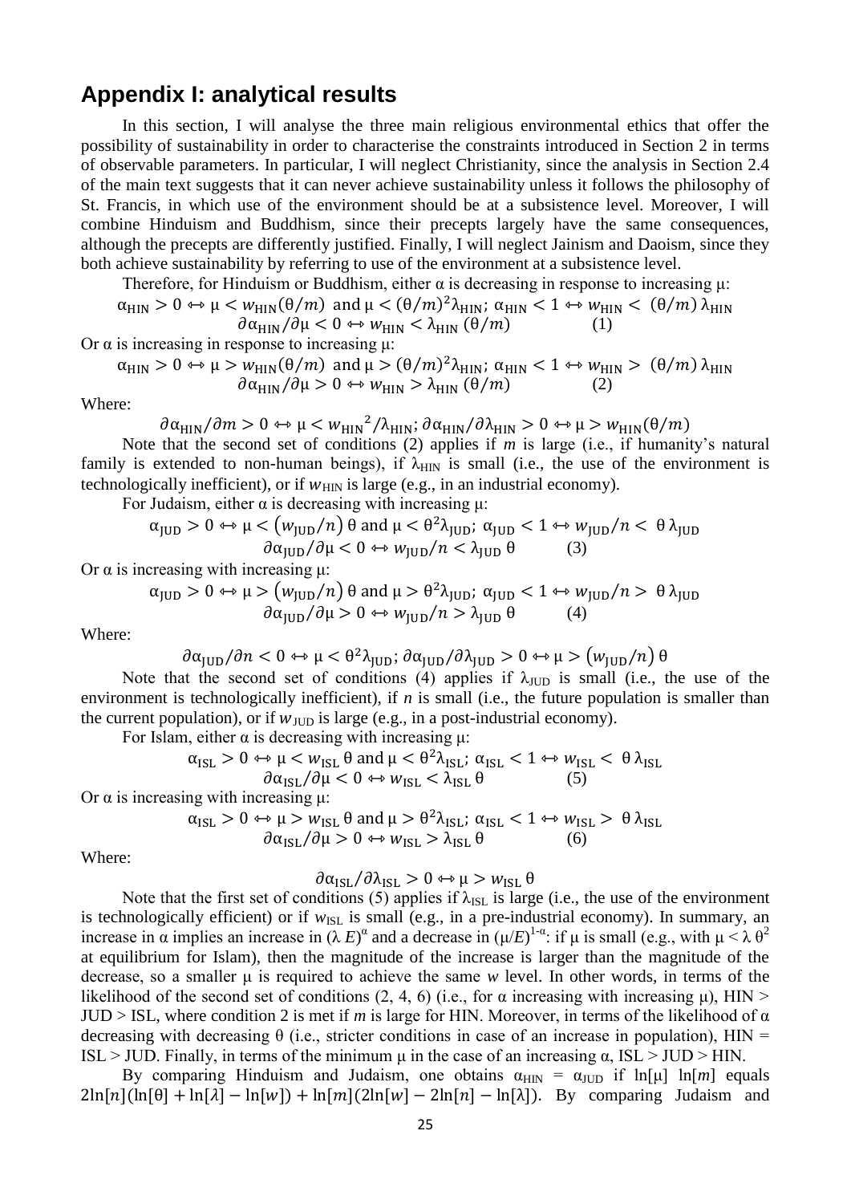## Appendix I: analytical results

In this section, I will analyse the three main religious environmental ethics that offer the possibility of sustainability in order to characterise the constraints introduced in Section 2 in terms of observable parameters. In particular, I will neglect Christianity, since the analysis in Section 2.4 of the main text suggests that it can never achieve sustainability unless it follows the philosophy of St. Francis, in which use of the environment should be at a subsistence level. Moreover, I will combine Hinduism and Buddhism, since their precepts largely have the same consequences, although the precepts are differently justified. Finally, I will neglect Jainism and Daoism, since they both achieve sustainability by referring to use of the environment at a subsistence level.

Therefore, for Hinduism or Buddhism, either α is decreasing in response to increasing μ:

$$\alpha_{\text{HIN}} > 0 \leftrightarrow \mu < w_{\text{HIN}}(\theta/m) \text{ and } \mu < (\theta/m)^2\lambda_{\text{HIN}};\ \alpha_{\text{HIN}} < 1 \leftrightarrow w_{\text{HIN}} < (\theta/m)\,\lambda_{\text{HIN}}$$
$$\partial\alpha_{\text{HIN}}/\partial\mu < 0 \leftrightarrow w_{\text{HIN}} < \lambda_{\text{HIN}}\,(\theta/m) \qquad (1)$$

Or α is increasing in response to increasing μ:

$$\alpha_{\text{HIN}} > 0 \leftrightarrow \mu > w_{\text{HIN}}(\theta/m) \text{ and } \mu > (\theta/m)^2\lambda_{\text{HIN}};\ \alpha_{\text{HIN}} < 1 \leftrightarrow w_{\text{HIN}} > (\theta/m)\,\lambda_{\text{HIN}}$$
$$\partial\alpha_{\text{HIN}}/\partial\mu > 0 \leftrightarrow w_{\text{HIN}} > \lambda_{\text{HIN}}\,(\theta/m) \qquad (2)$$

Where:

$$\partial\alpha_{\text{HIN}}/\partial m > 0 \leftrightarrow \mu < w_{\text{HIN}}{}^2/\lambda_{\text{HIN}};\ \partial\alpha_{\text{HIN}}/\partial\lambda_{\text{HIN}} > 0 \leftrightarrow \mu > w_{\text{HIN}}(\theta/m)$$

Note that the second set of conditions (2) applies if $m$ is large (i.e., if humanity's natural family is extended to non-human beings), if $\lambda_{\text{HIN}}$ is small (i.e., the use of the environment is technologically inefficient), or if $w_{\text{HIN}}$ is large (e.g., in an industrial economy).

For Judaism, either α is decreasing with increasing μ:

$$\alpha_{\text{JUD}} > 0 \leftrightarrow \mu < (w_{\text{JUD}}/n)\,\theta \text{ and } \mu < \theta^2\lambda_{\text{JUD}};\ \alpha_{\text{JUD}} < 1 \leftrightarrow w_{\text{JUD}}/n < \theta\,\lambda_{\text{JUD}}$$
$$\partial\alpha_{\text{JUD}}/\partial\mu < 0 \leftrightarrow w_{\text{JUD}}/n < \lambda_{\text{JUD}}\,\theta \qquad (3)$$

Or α is increasing with increasing μ:

$$\alpha_{\text{JUD}} > 0 \leftrightarrow \mu > (w_{\text{JUD}}/n)\,\theta \text{ and } \mu > \theta^2\lambda_{\text{JUD}};\ \alpha_{\text{JUD}} < 1 \leftrightarrow w_{\text{JUD}}/n > \theta\,\lambda_{\text{JUD}}$$
$$\partial\alpha_{\text{JUD}}/\partial\mu > 0 \leftrightarrow w_{\text{JUD}}/n > \lambda_{\text{JUD}}\,\theta \qquad (4)$$

Where:

$$\partial\alpha_{\text{JUD}}/\partial n < 0 \leftrightarrow \mu < \theta^2\lambda_{\text{JUD}};\ \partial\alpha_{\text{JUD}}/\partial\lambda_{\text{JUD}} > 0 \leftrightarrow \mu > (w_{\text{JUD}}/n)\,\theta$$

Note that the second set of conditions (4) applies if $\lambda_{\text{JUD}}$ is small (i.e., the use of the environment is technologically inefficient), if $n$ is small (i.e., the future population is smaller than the current population), or if $w_{\text{JUD}}$ is large (e.g., in a post-industrial economy).

For Islam, either α is decreasing with increasing μ:

$$\alpha_{\text{ISL}} > 0 \leftrightarrow \mu < w_{\text{ISL}}\,\theta \text{ and } \mu < \theta^2\lambda_{\text{ISL}};\ \alpha_{\text{ISL}} < 1 \leftrightarrow w_{\text{ISL}} < \theta\,\lambda_{\text{ISL}}$$
$$\partial\alpha_{\text{ISL}}/\partial\mu < 0 \leftrightarrow w_{\text{ISL}} < \lambda_{\text{ISL}}\,\theta \qquad (5)$$

Or α is increasing with increasing μ:

$$\alpha_{\text{ISL}} > 0 \leftrightarrow \mu > w_{\text{ISL}}\,\theta \text{ and } \mu > \theta^2\lambda_{\text{ISL}};\ \alpha_{\text{ISL}} < 1 \leftrightarrow w_{\text{ISL}} > \theta\,\lambda_{\text{ISL}}$$
$$\partial\alpha_{\text{ISL}}/\partial\mu > 0 \leftrightarrow w_{\text{ISL}} > \lambda_{\text{ISL}}\,\theta \qquad (6)$$

Where:

$$\partial\alpha_{\text{ISL}}/\partial\lambda_{\text{ISL}} > 0 \leftrightarrow \mu > w_{\text{ISL}}\,\theta$$

Note that the first set of conditions (5) applies if $\lambda_{\text{ISL}}$ is large (i.e., the use of the environment is technologically efficient) or if $w_{\text{ISL}}$ is small (e.g., in a pre-industrial economy). In summary, an increase in α implies an increase in $(\lambda E)^{\alpha}$ and a decrease in $(\mu/E)^{1-\alpha}$: if μ is small (e.g., with $\mu < \lambda\,\theta^2$ at equilibrium for Islam), then the magnitude of the increase is larger than the magnitude of the decrease, so a smaller μ is required to achieve the same $w$ level. In other words, in terms of the likelihood of the second set of conditions (2, 4, 6) (i.e., for α increasing with increasing μ), HIN > JUD > ISL, where condition 2 is met if $m$ is large for HIN. Moreover, in terms of the likelihood of α decreasing with decreasing θ (i.e., stricter conditions in case of an increase in population), HIN = ISL > JUD. Finally, in terms of the minimum μ in the case of an increasing α, ISL > JUD > HIN.

By comparing Hinduism and Judaism, one obtains $\alpha_{\text{HIN}} = \alpha_{\text{JUD}}$ if $\ln[\mu]\ \ln[m]$ equals $2\ln[n](\ln[\theta] + \ln[\lambda] - \ln[w]) + \ln[m](2\ln[w] - 2\ln[n] - \ln[\lambda])$. By comparing Judaism and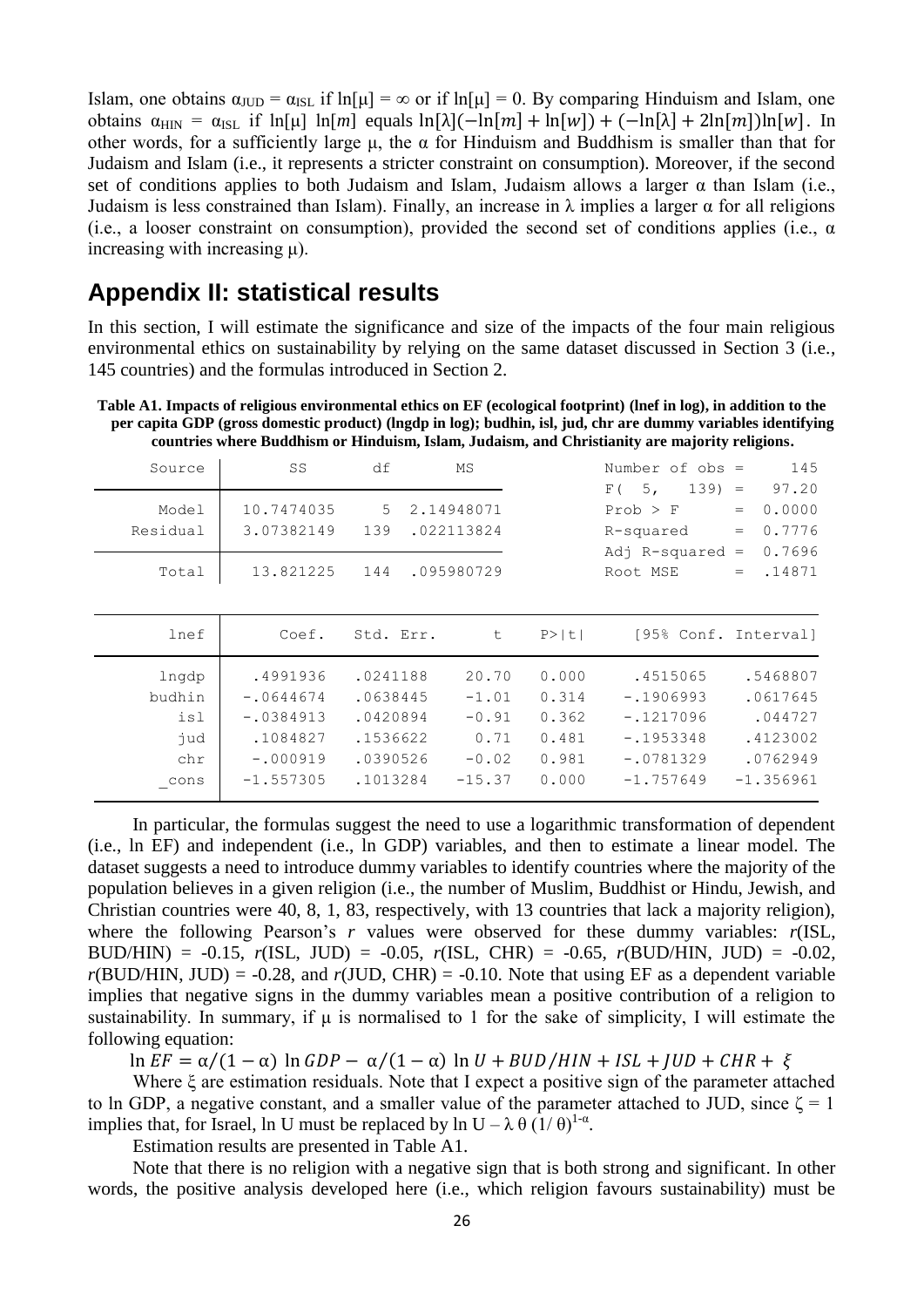Islam, one obtains $\alpha_{JUD} = \alpha_{ISL}$ if $\ln[\mu] = \infty$ or if $\ln[\mu] = 0$. By comparing Hinduism and Islam, one obtains $\alpha_{HIN} = \alpha_{ISL}$ if $\ln[\mu]\ \ln[m]$ equals $\ln[\lambda](-\ln[m] + \ln[w]) + (-\ln[\lambda] + 2\ln[m])\ln[w]$. In other words, for a sufficiently large μ, the α for Hinduism and Buddhism is smaller than that for Judaism and Islam (i.e., it represents a stricter constraint on consumption). Moreover, if the second set of conditions applies to both Judaism and Islam, Judaism allows a larger α than Islam (i.e., Judaism is less constrained than Islam). Finally, an increase in λ implies a larger α for all religions (i.e., a looser constraint on consumption), provided the second set of conditions applies (i.e., α increasing with increasing μ).

## Appendix II: statistical results

In this section, I will estimate the significance and size of the impacts of the four main religious environmental ethics on sustainability by relying on the same dataset discussed in Section 3 (i.e., 145 countries) and the formulas introduced in Section 2.

**Table A1. Impacts of religious environmental ethics on EF (ecological footprint) (lnef in log), in addition to the per capita GDP (gross domestic product) (lngdp in log); budhin, isl, jud, chr are dummy variables identifying countries where Buddhism or Hinduism, Islam, Judaism, and Christianity are majority religions.**

| Source | SS | df | MS |
|---|---|---|---|
| Model | 10.7474035 | 5 | 2.14948071 |
| Residual | 3.07382149 | 139 | .022113824 |
| Total | 13.821225 | 144 | .095980729 |

| Statistic | Value |
|---|---|
| Number of obs | 145 |
| F( 5, 139) | 97.20 |
| Prob > F | 0.0000 |
| R-squared | 0.7776 |
| Adj R-squared | 0.7696 |
| Root MSE | .14871 |

| lnef | Coef. | Std. Err. | t | P>\|t\| | [95% Conf. Interval] | |
|---|---|---|---|---|---|---|
| lngdp | .4991936 | .0241188 | 20.70 | 0.000 | .4515065 | .5468807 |
| budhin | -.0644674 | .0638445 | -1.01 | 0.314 | -.1906993 | .0617645 |
| isl | -.0384913 | .0420894 | -0.91 | 0.362 | -.1217096 | .044727 |
| jud | .1084827 | .1536622 | 0.71 | 0.481 | -.1953348 | .4123002 |
| chr | -.000919 | .0390526 | -0.02 | 0.981 | -.0781329 | .0762949 |
| _cons | -1.557305 | .1013284 | -15.37 | 0.000 | -1.757649 | -1.356961 |

In particular, the formulas suggest the need to use a logarithmic transformation of dependent (i.e., ln EF) and independent (i.e., ln GDP) variables, and then to estimate a linear model. The dataset suggests a need to introduce dummy variables to identify countries where the majority of the population believes in a given religion (i.e., the number of Muslim, Buddhist or Hindu, Jewish, and Christian countries were 40, 8, 1, 83, respectively, with 13 countries that lack a majority religion), where the following Pearson's *r* values were observed for these dummy variables: *r*(ISL, BUD/HIN) = -0.15, *r*(ISL, JUD) = -0.05, *r*(ISL, CHR) = -0.65, *r*(BUD/HIN, JUD) = -0.02, *r*(BUD/HIN, JUD) = -0.28, and *r*(JUD, CHR) = -0.10. Note that using EF as a dependent variable implies that negative signs in the dummy variables mean a positive contribution of a religion to sustainability. In summary, if μ is normalised to 1 for the sake of simplicity, I will estimate the following equation:

$$\ln EF = \alpha/(1-\alpha)\ \ln GDP - \alpha/(1-\alpha)\ \ln U + BUD/HIN + ISL + JUD + CHR + \xi$$

Where ξ are estimation residuals. Note that I expect a positive sign of the parameter attached to ln GDP, a negative constant, and a smaller value of the parameter attached to JUD, since $\zeta = 1$ implies that, for Israel, ln U must be replaced by $\ln U - \lambda\,\theta\,(1/\theta)^{1-\alpha}$.

Estimation results are presented in Table A1.

Note that there is no religion with a negative sign that is both strong and significant. In other words, the positive analysis developed here (i.e., which religion favours sustainability) must be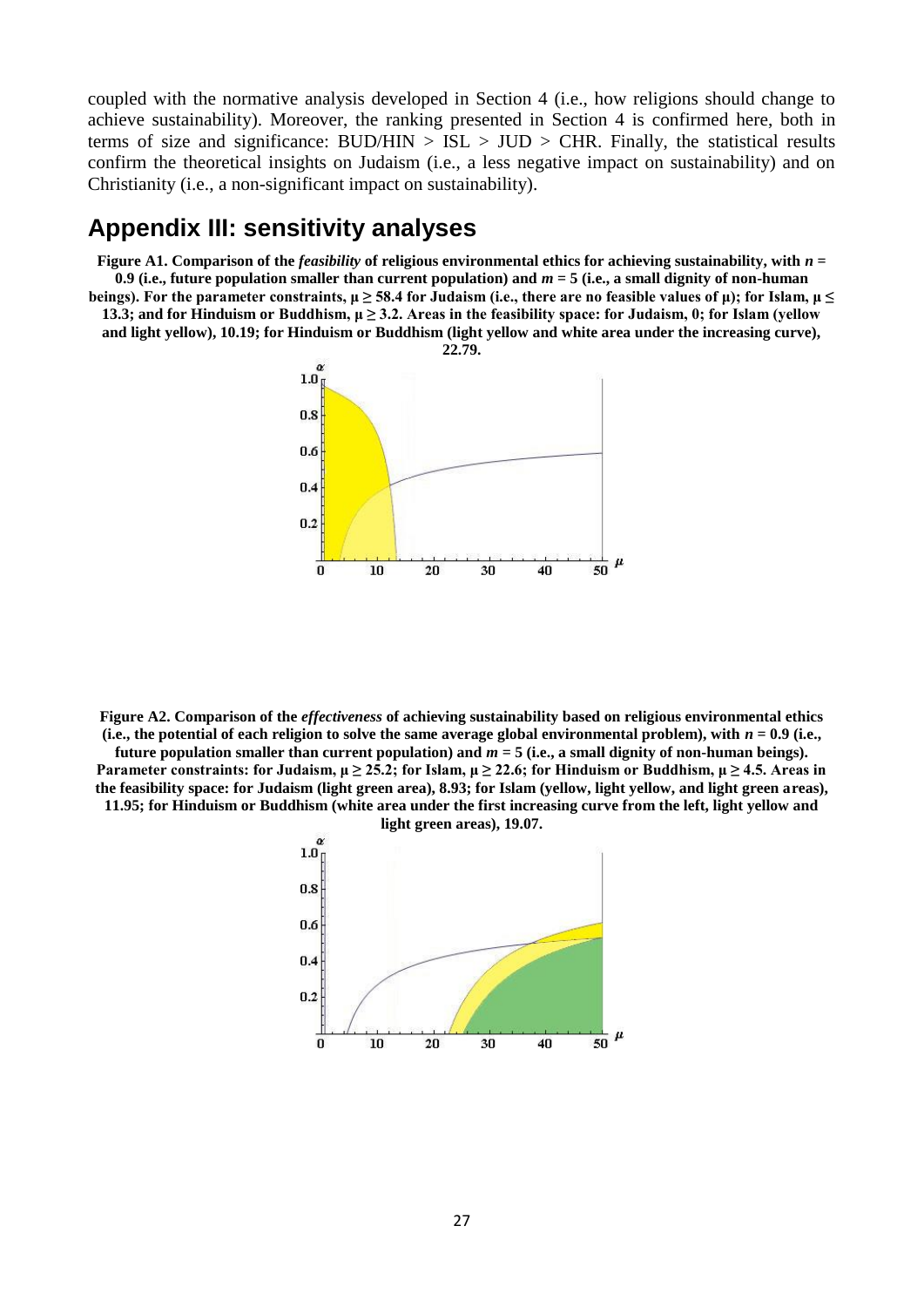coupled with the normative analysis developed in Section 4 (i.e., how religions should change to achieve sustainability). Moreover, the ranking presented in Section 4 is confirmed here, both in terms of size and significance: BUD/HIN > ISL > JUD > CHR. Finally, the statistical results confirm the theoretical insights on Judaism (i.e., a less negative impact on sustainability) and on Christianity (i.e., a non-significant impact on sustainability).

## Appendix III: sensitivity analyses

**Figure A1. Comparison of the *feasibility* of religious environmental ethics for achieving sustainability, with $n$ = 0.9 (i.e., future population smaller than current population) and $m$ = 5 (i.e., a small dignity of non-human beings). For the parameter constraints, $\mu \geq 58.4$ for Judaism (i.e., there are no feasible values of $\mu$); for Islam, $\mu \leq 13.3$; and for Hinduism or Buddhism, $\mu \geq 3.2$. Areas in the feasibility space: for Judaism, 0; for Islam (yellow and light yellow), 10.19; for Hinduism or Buddhism (light yellow and white area under the increasing curve), 22.79.**

**Figure A2. Comparison of the *effectiveness* of achieving sustainability based on religious environmental ethics (i.e., the potential of each religion to solve the same average global environmental problem), with $n$ = 0.9 (i.e., future population smaller than current population) and $m$ = 5 (i.e., a small dignity of non-human beings). Parameter constraints: for Judaism, $\mu \geq 25.2$; for Islam, $\mu \geq 22.6$; for Hinduism or Buddhism, $\mu \geq 4.5$. Areas in the feasibility space: for Judaism (light green area), 8.93; for Islam (yellow, light yellow, and light green areas), 11.95; for Hinduism or Buddhism (white area under the first increasing curve from the left, light yellow and light green areas), 19.07.**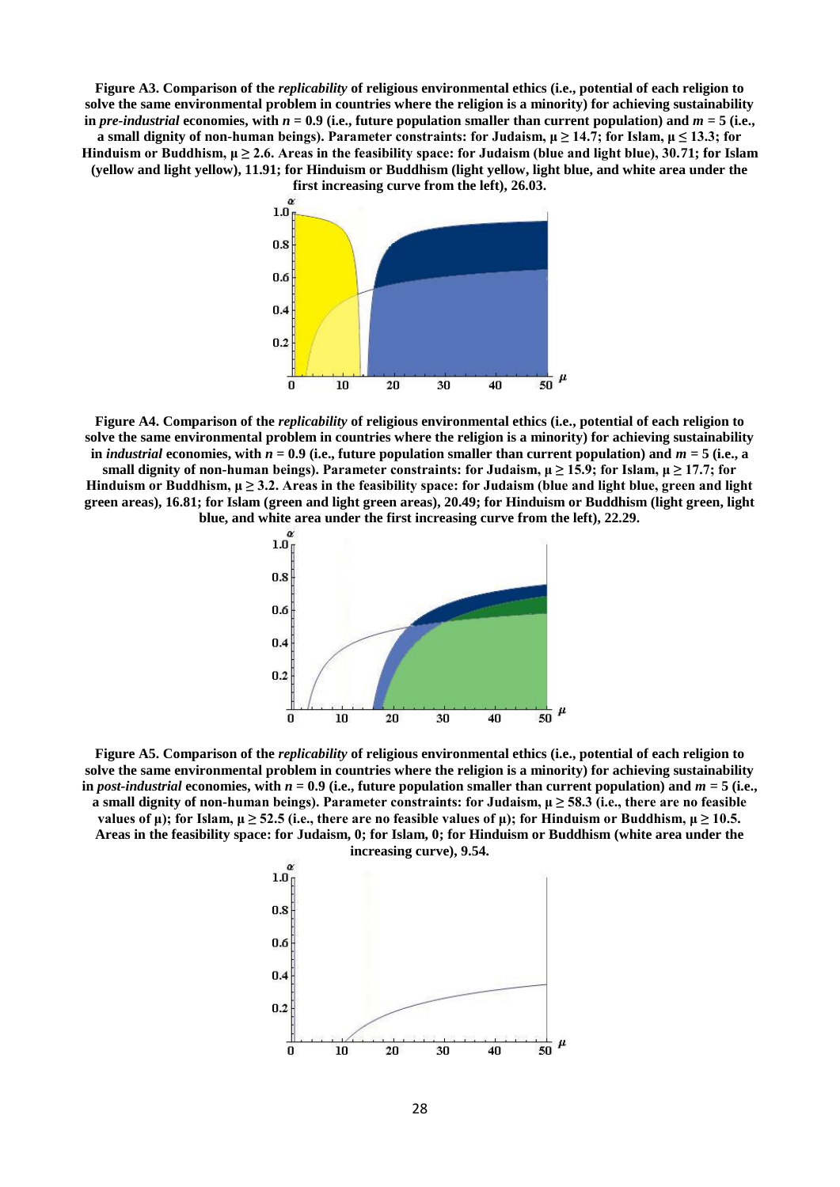**Figure A3. Comparison of the *replicability* of religious environmental ethics (i.e., potential of each religion to solve the same environmental problem in countries where the religion is a minority) for achieving sustainability in *pre-industrial* economies, with $n = 0.9$ (i.e., future population smaller than current population) and $m = 5$ (i.e., a small dignity of non-human beings). Parameter constraints: for Judaism, $\mu \geq 14.7$; for Islam, $\mu \leq 13.3$; for Hinduism or Buddhism, $\mu \geq 2.6$. Areas in the feasibility space: for Judaism (blue and light blue), 30.71; for Islam (yellow and light yellow), 11.91; for Hinduism or Buddhism (light yellow, light blue, and white area under the first increasing curve from the left), 26.03.**

**Figure A4. Comparison of the *replicability* of religious environmental ethics (i.e., potential of each religion to solve the same environmental problem in countries where the religion is a minority) for achieving sustainability in *industrial* economies, with $n = 0.9$ (i.e., future population smaller than current population) and $m = 5$ (i.e., a small dignity of non-human beings). Parameter constraints: for Judaism, $\mu \geq 15.9$; for Islam, $\mu \geq 17.7$; for Hinduism or Buddhism, $\mu \geq 3.2$. Areas in the feasibility space: for Judaism (blue and light blue, green and light green areas), 16.81; for Islam (green and light green areas), 20.49; for Hinduism or Buddhism (light green, light blue, and white area under the first increasing curve from the left), 22.29.**

**Figure A5. Comparison of the *replicability* of religious environmental ethics (i.e., potential of each religion to solve the same environmental problem in countries where the religion is a minority) for achieving sustainability in *post-industrial* economies, with $n = 0.9$ (i.e., future population smaller than current population) and $m = 5$ (i.e., a small dignity of non-human beings). Parameter constraints: for Judaism, $\mu \geq 58.3$ (i.e., there are no feasible values of $\mu$); for Islam, $\mu \geq 52.5$ (i.e., there are no feasible values of $\mu$); for Hinduism or Buddhism, $\mu \geq 10.5$. Areas in the feasibility space: for Judaism, 0; for Islam, 0; for Hinduism or Buddhism (white area under the increasing curve), 9.54.**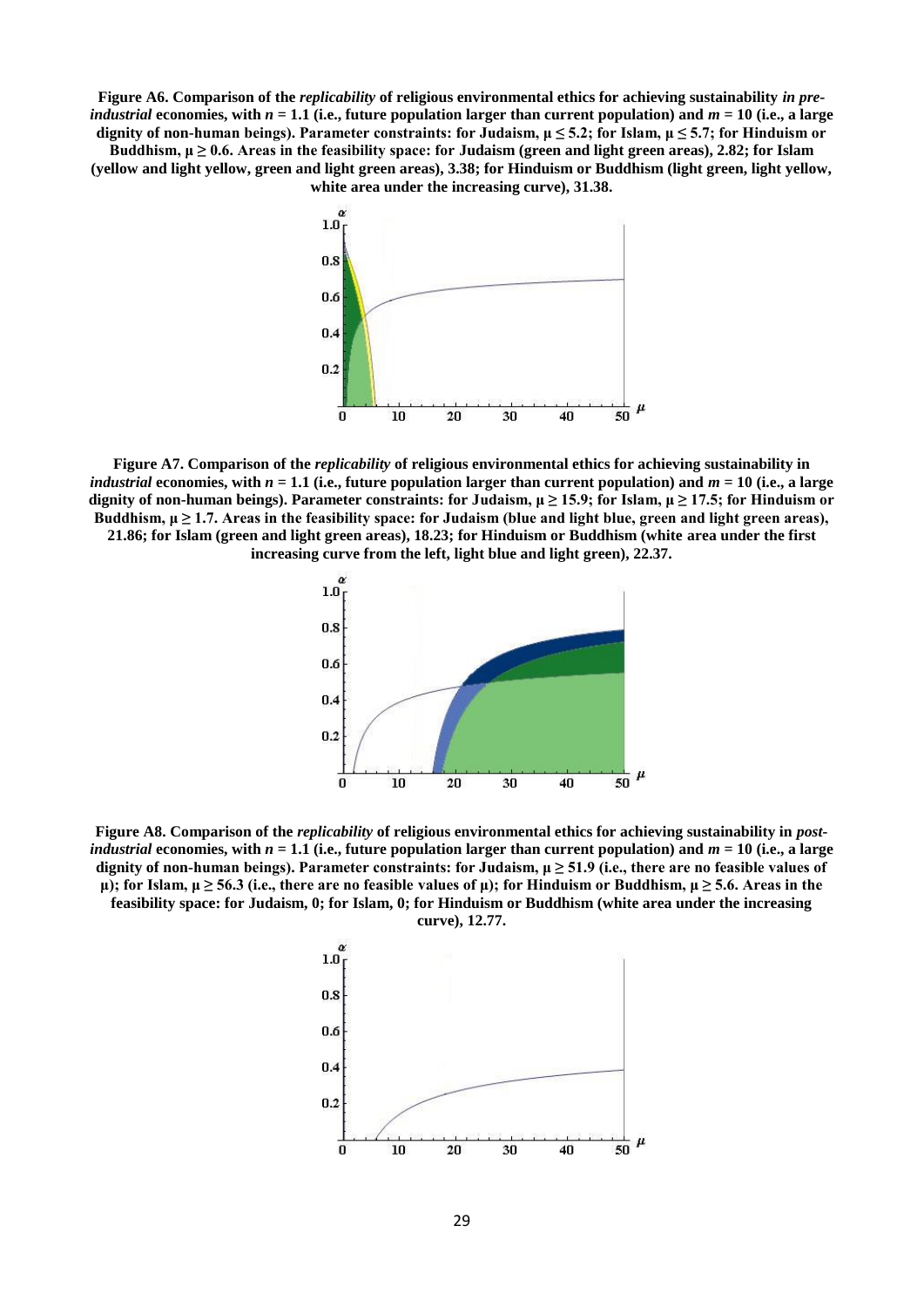**Figure A6. Comparison of the *replicability* of religious environmental ethics for achieving sustainability *in pre-industrial* economies, with $n = 1.1$ (i.e., future population larger than current population) and $m = 10$ (i.e., a large dignity of non-human beings). Parameter constraints: for Judaism, $\mu \leq 5.2$; for Islam, $\mu \leq 5.7$; for Hinduism or Buddhism, $\mu \geq 0.6$. Areas in the feasibility space: for Judaism (green and light green areas), 2.82; for Islam (yellow and light yellow, green and light green areas), 3.38; for Hinduism or Buddhism (light green, light yellow, white area under the increasing curve), 31.38.**

**Figure A7. Comparison of the *replicability* of religious environmental ethics for achieving sustainability in *industrial* economies, with $n = 1.1$ (i.e., future population larger than current population) and $m = 10$ (i.e., a large dignity of non-human beings). Parameter constraints: for Judaism, $\mu \geq 15.9$; for Islam, $\mu \geq 17.5$; for Hinduism or Buddhism, $\mu \geq 1.7$. Areas in the feasibility space: for Judaism (blue and light blue, green and light green areas), 21.86; for Islam (green and light green areas), 18.23; for Hinduism or Buddhism (white area under the first increasing curve from the left, light blue and light green), 22.37.**

**Figure A8. Comparison of the *replicability* of religious environmental ethics for achieving sustainability in *post-industrial* economies, with $n = 1.1$ (i.e., future population larger than current population) and $m = 10$ (i.e., a large dignity of non-human beings). Parameter constraints: for Judaism, $\mu \geq 51.9$ (i.e., there are no feasible values of $\mu$); for Islam, $\mu \geq 56.3$ (i.e., there are no feasible values of $\mu$); for Hinduism or Buddhism, $\mu \geq 5.6$. Areas in the feasibility space: for Judaism, 0; for Islam, 0; for Hinduism or Buddhism (white area under the increasing curve), 12.77.**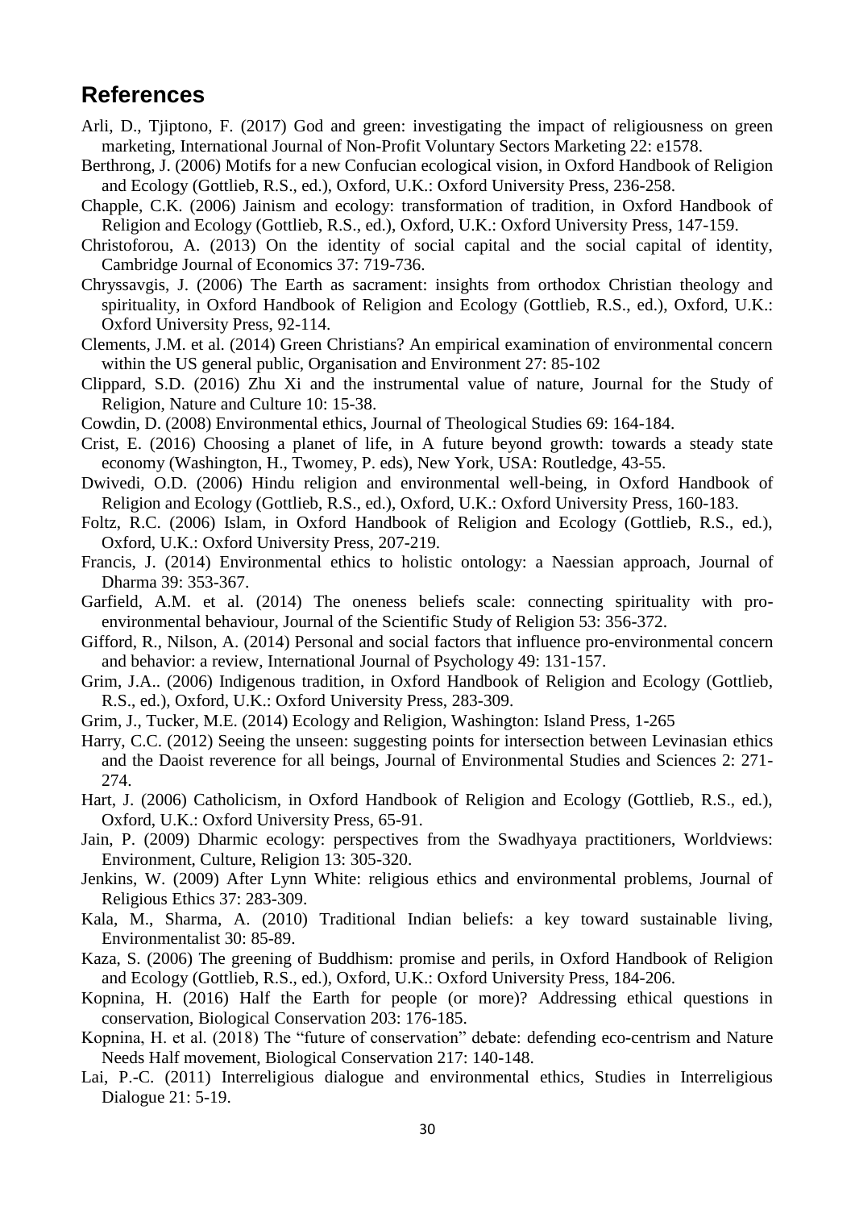## References

Arli, D., Tjiptono, F. (2017) God and green: investigating the impact of religiousness on green marketing, International Journal of Non-Profit Voluntary Sectors Marketing 22: e1578.

Berthrong, J. (2006) Motifs for a new Confucian ecological vision, in Oxford Handbook of Religion and Ecology (Gottlieb, R.S., ed.), Oxford, U.K.: Oxford University Press, 236-258.

Chapple, C.K. (2006) Jainism and ecology: transformation of tradition, in Oxford Handbook of Religion and Ecology (Gottlieb, R.S., ed.), Oxford, U.K.: Oxford University Press, 147-159.

Christoforou, A. (2013) On the identity of social capital and the social capital of identity, Cambridge Journal of Economics 37: 719-736.

Chryssavgis, J. (2006) The Earth as sacrament: insights from orthodox Christian theology and spirituality, in Oxford Handbook of Religion and Ecology (Gottlieb, R.S., ed.), Oxford, U.K.: Oxford University Press, 92-114.

Clements, J.M. et al. (2014) Green Christians? An empirical examination of environmental concern within the US general public, Organisation and Environment 27: 85-102

Clippard, S.D. (2016) Zhu Xi and the instrumental value of nature, Journal for the Study of Religion, Nature and Culture 10: 15-38.

Cowdin, D. (2008) Environmental ethics, Journal of Theological Studies 69: 164-184.

Crist, E. (2016) Choosing a planet of life, in A future beyond growth: towards a steady state economy (Washington, H., Twomey, P. eds), New York, USA: Routledge, 43-55.

Dwivedi, O.D. (2006) Hindu religion and environmental well-being, in Oxford Handbook of Religion and Ecology (Gottlieb, R.S., ed.), Oxford, U.K.: Oxford University Press, 160-183.

Foltz, R.C. (2006) Islam, in Oxford Handbook of Religion and Ecology (Gottlieb, R.S., ed.), Oxford, U.K.: Oxford University Press, 207-219.

Francis, J. (2014) Environmental ethics to holistic ontology: a Naessian approach, Journal of Dharma 39: 353-367.

Garfield, A.M. et al. (2014) The oneness beliefs scale: connecting spirituality with pro-environmental behaviour, Journal of the Scientific Study of Religion 53: 356-372.

Gifford, R., Nilson, A. (2014) Personal and social factors that influence pro-environmental concern and behavior: a review, International Journal of Psychology 49: 131-157.

Grim, J.A.. (2006) Indigenous tradition, in Oxford Handbook of Religion and Ecology (Gottlieb, R.S., ed.), Oxford, U.K.: Oxford University Press, 283-309.

Grim, J., Tucker, M.E. (2014) Ecology and Religion, Washington: Island Press, 1-265

Harry, C.C. (2012) Seeing the unseen: suggesting points for intersection between Levinasian ethics and the Daoist reverence for all beings, Journal of Environmental Studies and Sciences 2: 271-274.

Hart, J. (2006) Catholicism, in Oxford Handbook of Religion and Ecology (Gottlieb, R.S., ed.), Oxford, U.K.: Oxford University Press, 65-91.

Jain, P. (2009) Dharmic ecology: perspectives from the Swadhyaya practitioners, Worldviews: Environment, Culture, Religion 13: 305-320.

Jenkins, W. (2009) After Lynn White: religious ethics and environmental problems, Journal of Religious Ethics 37: 283-309.

Kala, M., Sharma, A. (2010) Traditional Indian beliefs: a key toward sustainable living, Environmentalist 30: 85-89.

Kaza, S. (2006) The greening of Buddhism: promise and perils, in Oxford Handbook of Religion and Ecology (Gottlieb, R.S., ed.), Oxford, U.K.: Oxford University Press, 184-206.

Kopnina, H. (2016) Half the Earth for people (or more)? Addressing ethical questions in conservation, Biological Conservation 203: 176-185.

Kopnina, H. et al. (2018) The "future of conservation" debate: defending eco-centrism and Nature Needs Half movement, Biological Conservation 217: 140-148.

Lai, P.-C. (2011) Interreligious dialogue and environmental ethics, Studies in Interreligious Dialogue 21: 5-19.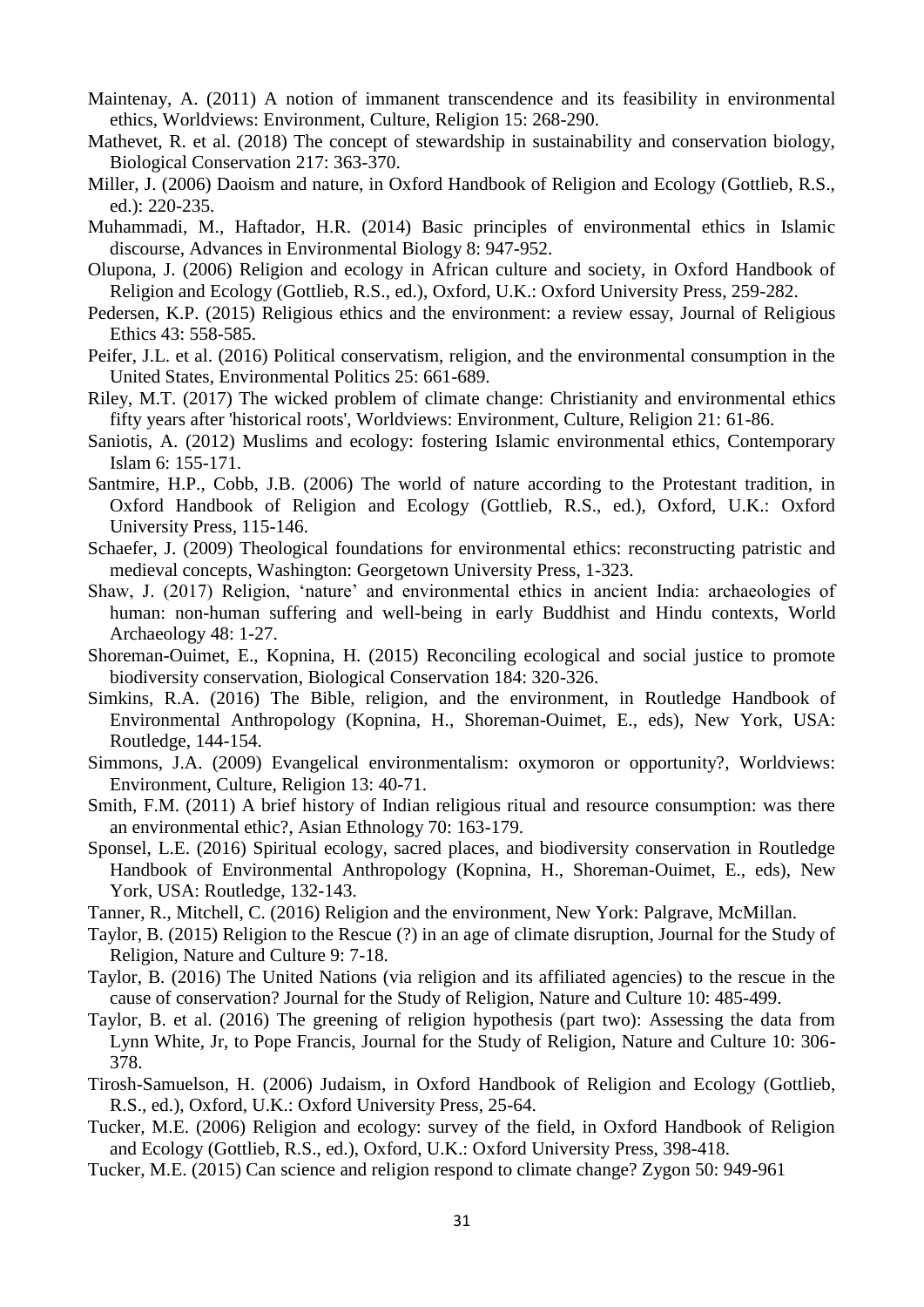Maintenay, A. (2011) A notion of immanent transcendence and its feasibility in environmental ethics, Worldviews: Environment, Culture, Religion 15: 268-290.

Mathevet, R. et al. (2018) The concept of stewardship in sustainability and conservation biology, Biological Conservation 217: 363-370.

Miller, J. (2006) Daoism and nature, in Oxford Handbook of Religion and Ecology (Gottlieb, R.S., ed.): 220-235.

Muhammadi, M., Haftador, H.R. (2014) Basic principles of environmental ethics in Islamic discourse, Advances in Environmental Biology 8: 947-952.

Olupona, J. (2006) Religion and ecology in African culture and society, in Oxford Handbook of Religion and Ecology (Gottlieb, R.S., ed.), Oxford, U.K.: Oxford University Press, 259-282.

Pedersen, K.P. (2015) Religious ethics and the environment: a review essay, Journal of Religious Ethics 43: 558-585.

Peifer, J.L. et al. (2016) Political conservatism, religion, and the environmental consumption in the United States, Environmental Politics 25: 661-689.

Riley, M.T. (2017) The wicked problem of climate change: Christianity and environmental ethics fifty years after 'historical roots', Worldviews: Environment, Culture, Religion 21: 61-86.

Saniotis, A. (2012) Muslims and ecology: fostering Islamic environmental ethics, Contemporary Islam 6: 155-171.

Santmire, H.P., Cobb, J.B. (2006) The world of nature according to the Protestant tradition, in Oxford Handbook of Religion and Ecology (Gottlieb, R.S., ed.), Oxford, U.K.: Oxford University Press, 115-146.

Schaefer, J. (2009) Theological foundations for environmental ethics: reconstructing patristic and medieval concepts, Washington: Georgetown University Press, 1-323.

Shaw, J. (2017) Religion, 'nature' and environmental ethics in ancient India: archaeologies of human: non-human suffering and well-being in early Buddhist and Hindu contexts, World Archaeology 48: 1-27.

Shoreman-Ouimet, E., Kopnina, H. (2015) Reconciling ecological and social justice to promote biodiversity conservation, Biological Conservation 184: 320-326.

Simkins, R.A. (2016) The Bible, religion, and the environment, in Routledge Handbook of Environmental Anthropology (Kopnina, H., Shoreman-Ouimet, E., eds), New York, USA: Routledge, 144-154.

Simmons, J.A. (2009) Evangelical environmentalism: oxymoron or opportunity?, Worldviews: Environment, Culture, Religion 13: 40-71.

Smith, F.M. (2011) A brief history of Indian religious ritual and resource consumption: was there an environmental ethic?, Asian Ethnology 70: 163-179.

Sponsel, L.E. (2016) Spiritual ecology, sacred places, and biodiversity conservation in Routledge Handbook of Environmental Anthropology (Kopnina, H., Shoreman-Ouimet, E., eds), New York, USA: Routledge, 132-143.

Tanner, R., Mitchell, C. (2016) Religion and the environment, New York: Palgrave, McMillan.

Taylor, B. (2015) Religion to the Rescue (?) in an age of climate disruption, Journal for the Study of Religion, Nature and Culture 9: 7-18.

Taylor, B. (2016) The United Nations (via religion and its affiliated agencies) to the rescue in the cause of conservation? Journal for the Study of Religion, Nature and Culture 10: 485-499.

Taylor, B. et al. (2016) The greening of religion hypothesis (part two): Assessing the data from Lynn White, Jr, to Pope Francis, Journal for the Study of Religion, Nature and Culture 10: 306-378.

Tirosh-Samuelson, H. (2006) Judaism, in Oxford Handbook of Religion and Ecology (Gottlieb, R.S., ed.), Oxford, U.K.: Oxford University Press, 25-64.

Tucker, M.E. (2006) Religion and ecology: survey of the field, in Oxford Handbook of Religion and Ecology (Gottlieb, R.S., ed.), Oxford, U.K.: Oxford University Press, 398-418.

Tucker, M.E. (2015) Can science and religion respond to climate change? Zygon 50: 949-961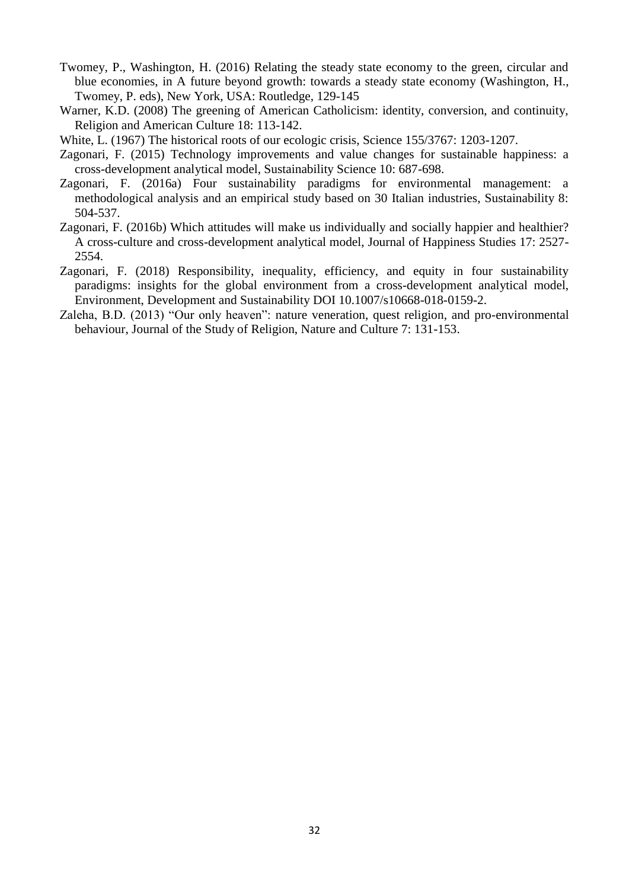Twomey, P., Washington, H. (2016) Relating the steady state economy to the green, circular and blue economies, in A future beyond growth: towards a steady state economy (Washington, H., Twomey, P. eds), New York, USA: Routledge, 129-145

Warner, K.D. (2008) The greening of American Catholicism: identity, conversion, and continuity, Religion and American Culture 18: 113-142.

White, L. (1967) The historical roots of our ecologic crisis, Science 155/3767: 1203-1207.

Zagonari, F. (2015) Technology improvements and value changes for sustainable happiness: a cross-development analytical model, Sustainability Science 10: 687-698.

Zagonari, F. (2016a) Four sustainability paradigms for environmental management: a methodological analysis and an empirical study based on 30 Italian industries, Sustainability 8: 504-537.

Zagonari, F. (2016b) Which attitudes will make us individually and socially happier and healthier? A cross-culture and cross-development analytical model, Journal of Happiness Studies 17: 2527-2554.

Zagonari, F. (2018) Responsibility, inequality, efficiency, and equity in four sustainability paradigms: insights for the global environment from a cross-development analytical model, Environment, Development and Sustainability DOI 10.1007/s10668-018-0159-2.

Zaleha, B.D. (2013) "Our only heaven": nature veneration, quest religion, and pro-environmental behaviour, Journal of the Study of Religion, Nature and Culture 7: 131-153.